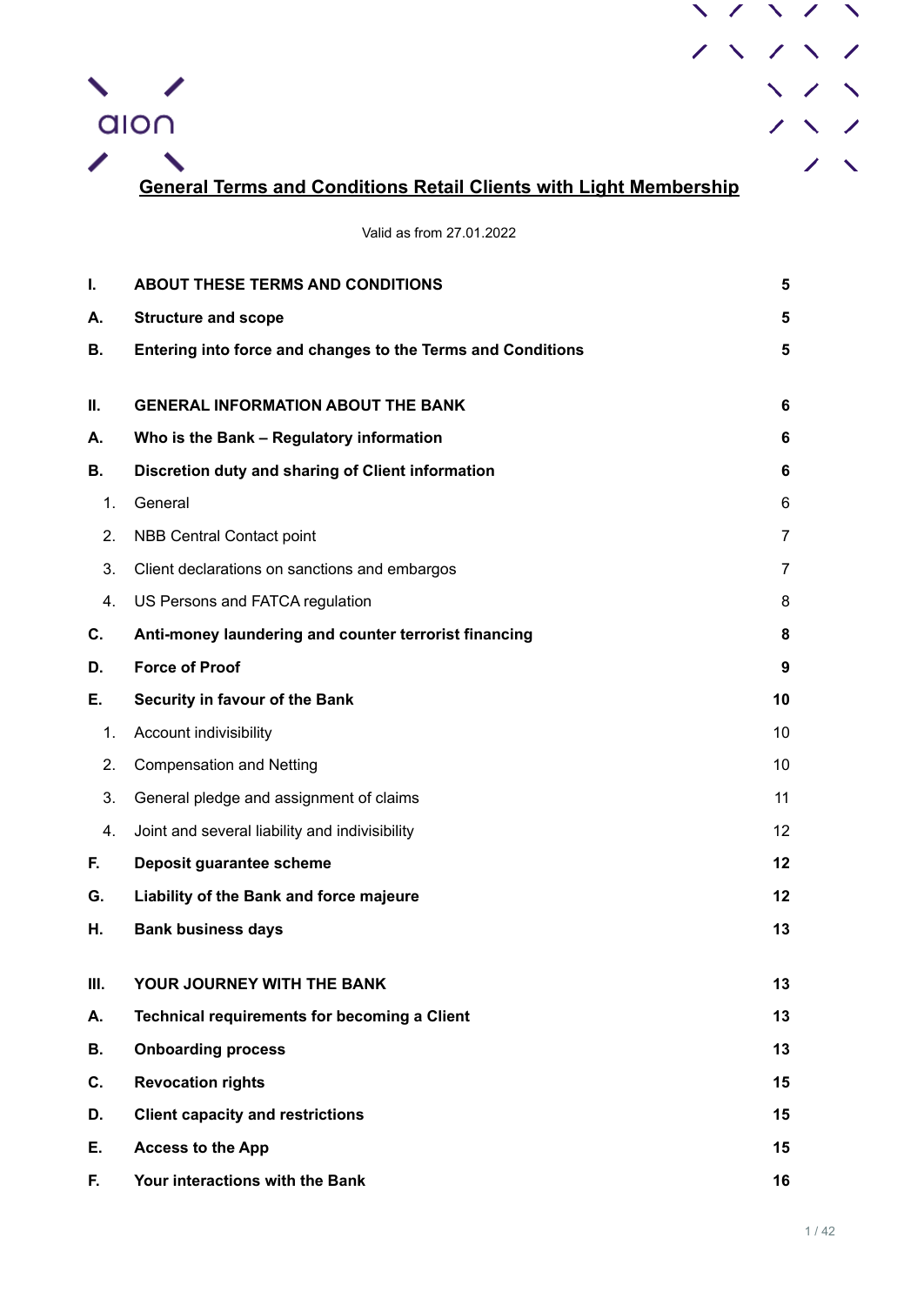aion

# General Terms and Conditions Retail Clients with Light Membership

Valid as from 27.01.2022

| | | |
|---|---|---|
| **I.** | **ABOUT THESE TERMS AND CONDITIONS** | **5** |
| **A.** | **Structure and scope** | **5** |
| **B.** | **Entering into force and changes to the Terms and Conditions** | **5** |
| **II.** | **GENERAL INFORMATION ABOUT THE BANK** | **6** |
| **A.** | **Who is the Bank – Regulatory information** | **6** |
| **B.** | **Discretion duty and sharing of Client information** | **6** |
| 1. | General | 6 |
| 2. | NBB Central Contact point | 7 |
| 3. | Client declarations on sanctions and embargos | 7 |
| 4. | US Persons and FATCA regulation | 8 |
| **C.** | **Anti-money laundering and counter terrorist financing** | **8** |
| **D.** | **Force of Proof** | **9** |
| **E.** | **Security in favour of the Bank** | **10** |
| 1. | Account indivisibility | 10 |
| 2. | Compensation and Netting | 10 |
| 3. | General pledge and assignment of claims | 11 |
| 4. | Joint and several liability and indivisibility | 12 |
| **F.** | **Deposit guarantee scheme** | **12** |
| **G.** | **Liability of the Bank and force majeure** | **12** |
| **H.** | **Bank business days** | **13** |
| **III.** | **YOUR JOURNEY WITH THE BANK** | **13** |
| **A.** | **Technical requirements for becoming a Client** | **13** |
| **B.** | **Onboarding process** | **13** |
| **C.** | **Revocation rights** | **15** |
| **D.** | **Client capacity and restrictions** | **15** |
| **E.** | **Access to the App** | **15** |
| **F.** | **Your interactions with the Bank** | **16** |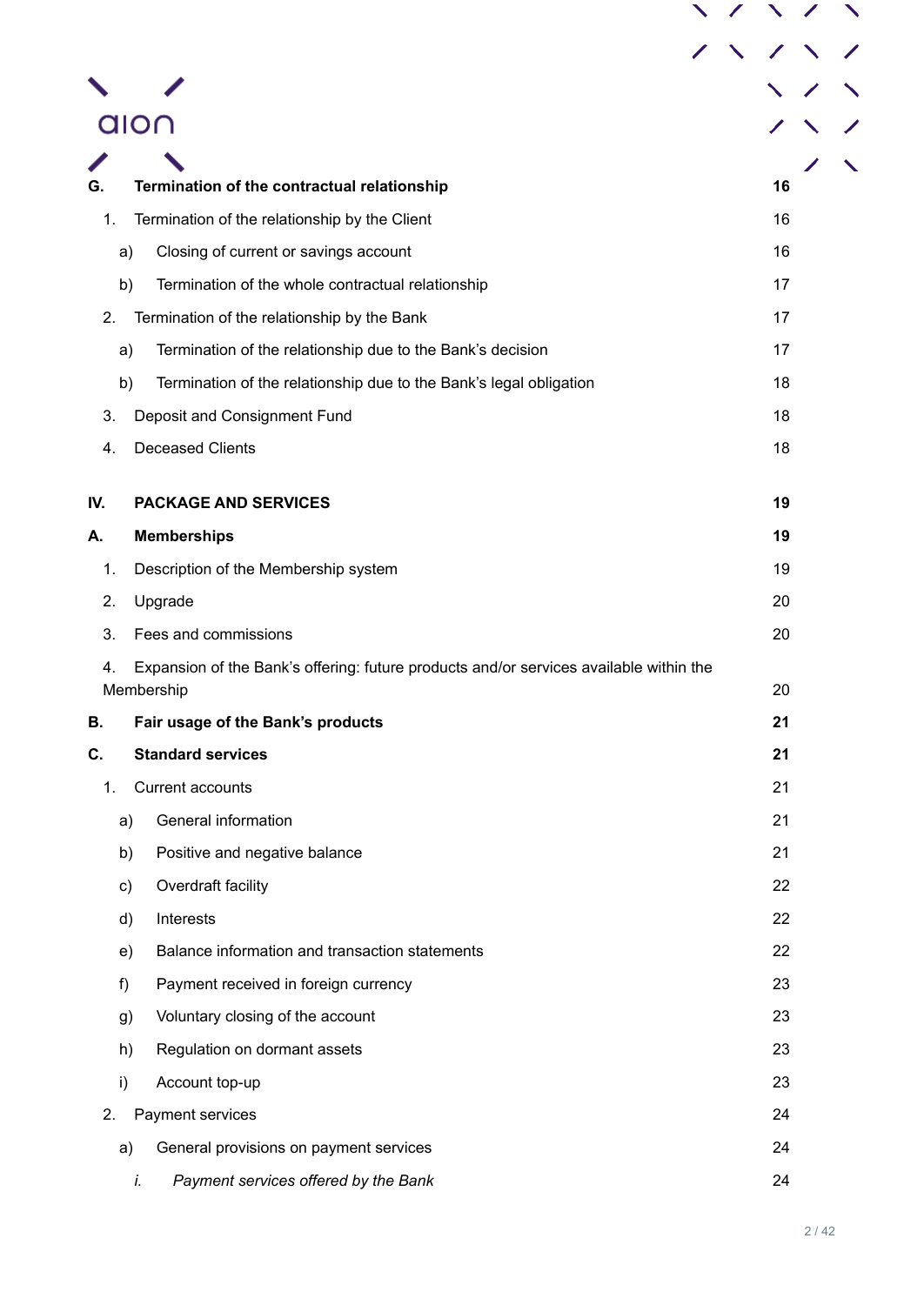| | | |
|---|---|---|
| **G.** | **Termination of the contractual relationship** | **16** |
| 1. | Termination of the relationship by the Client | 16 |
| a) | Closing of current or savings account | 16 |
| b) | Termination of the whole contractual relationship | 17 |
| 2. | Termination of the relationship by the Bank | 17 |
| a) | Termination of the relationship due to the Bank's decision | 17 |
| b) | Termination of the relationship due to the Bank's legal obligation | 18 |
| 3. | Deposit and Consignment Fund | 18 |
| 4. | Deceased Clients | 18 |
| **IV.** | **PACKAGE AND SERVICES** | **19** |
| **A.** | **Memberships** | **19** |
| 1. | Description of the Membership system | 19 |
| 2. | Upgrade | 20 |
| 3. | Fees and commissions | 20 |
| 4. | Expansion of the Bank's offering: future products and/or services available within the Membership | 20 |
| **B.** | **Fair usage of the Bank's products** | **21** |
| **C.** | **Standard services** | **21** |
| 1. | Current accounts | 21 |
| a) | General information | 21 |
| b) | Positive and negative balance | 21 |
| c) | Overdraft facility | 22 |
| d) | Interests | 22 |
| e) | Balance information and transaction statements | 22 |
| f) | Payment received in foreign currency | 23 |
| g) | Voluntary closing of the account | 23 |
| h) | Regulation on dormant assets | 23 |
| i) | Account top-up | 23 |
| 2. | Payment services | 24 |
| a) | General provisions on payment services | 24 |
| *i.* | *Payment services offered by the Bank* | 24 |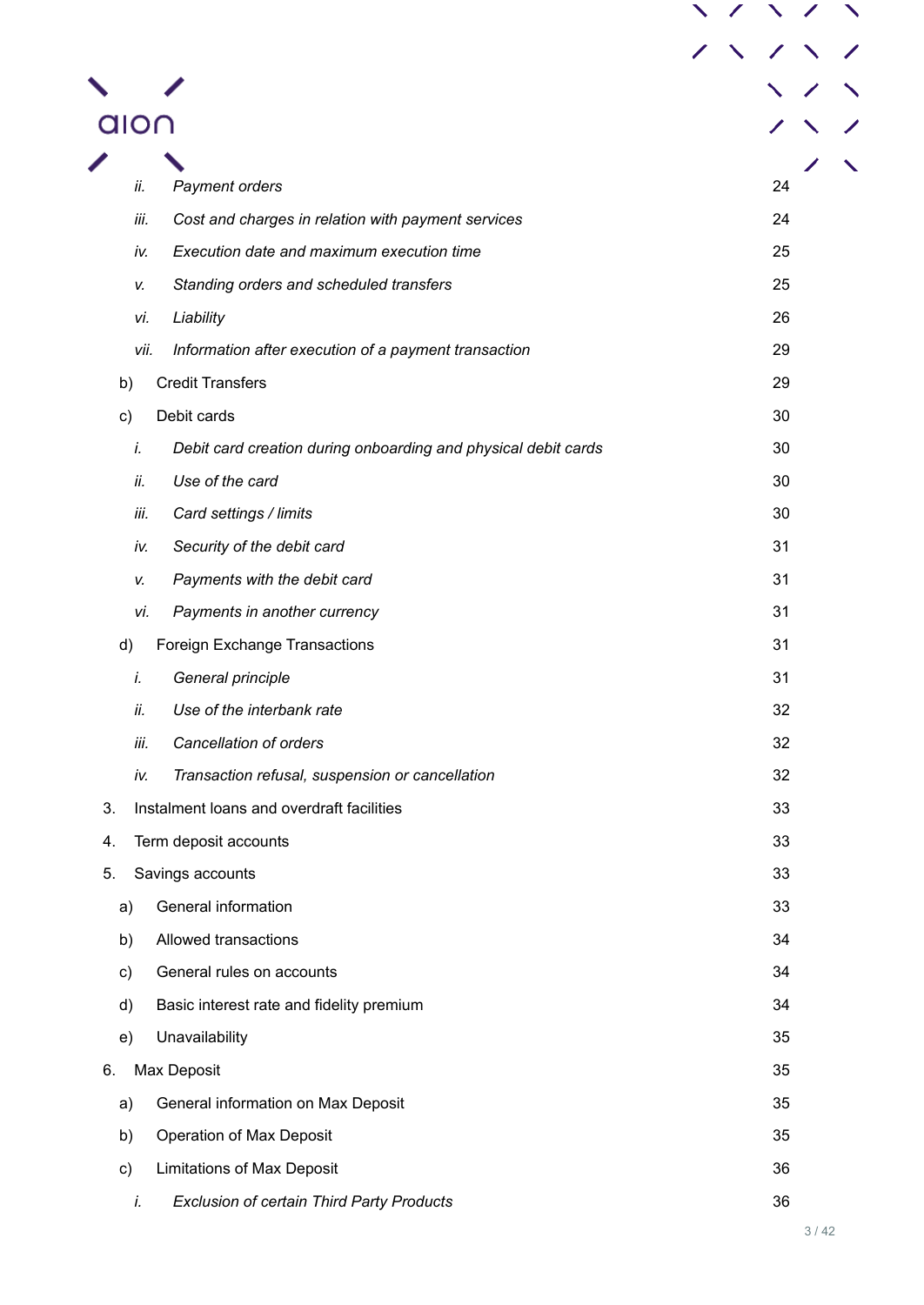| | | |
|---|---|---|
| ii. | *Payment orders* | 24 |
| iii. | *Cost and charges in relation with payment services* | 24 |
| iv. | *Execution date and maximum execution time* | 25 |
| v. | *Standing orders and scheduled transfers* | 25 |
| vi. | *Liability* | 26 |
| vii. | *Information after execution of a payment transaction* | 29 |
| b) | Credit Transfers | 29 |
| c) | Debit cards | 30 |
| i. | *Debit card creation during onboarding and physical debit cards* | 30 |
| ii. | *Use of the card* | 30 |
| iii. | *Card settings / limits* | 30 |
| iv. | *Security of the debit card* | 31 |
| v. | *Payments with the debit card* | 31 |
| vi. | *Payments in another currency* | 31 |
| d) | Foreign Exchange Transactions | 31 |
| i. | *General principle* | 31 |
| ii. | *Use of the interbank rate* | 32 |
| iii. | *Cancellation of orders* | 32 |
| iv. | *Transaction refusal, suspension or cancellation* | 32 |
| 3. | Instalment loans and overdraft facilities | 33 |
| 4. | Term deposit accounts | 33 |
| 5. | Savings accounts | 33 |
| a) | General information | 33 |
| b) | Allowed transactions | 34 |
| c) | General rules on accounts | 34 |
| d) | Basic interest rate and fidelity premium | 34 |
| e) | Unavailability | 35 |
| 6. | Max Deposit | 35 |
| a) | General information on Max Deposit | 35 |
| b) | Operation of Max Deposit | 35 |
| c) | Limitations of Max Deposit | 36 |
| i. | *Exclusion of certain Third Party Products* | 36 |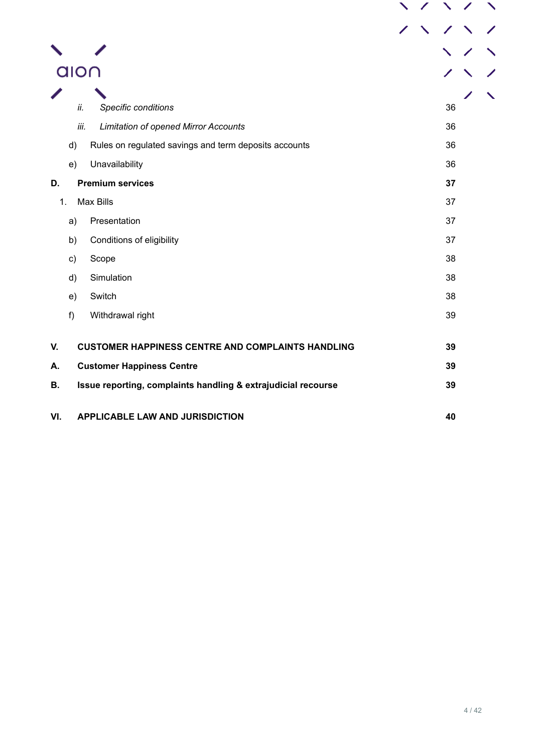| | | |
|---|---|---|
| | *ii.* *Specific conditions* | 36 |
| | *iii.* *Limitation of opened Mirror Accounts* | 36 |
| | d) Rules on regulated savings and term deposits accounts | 36 |
| | e) Unavailability | 36 |
| **D.** | **Premium services** | **37** |
| | 1. Max Bills | 37 |
| | a) Presentation | 37 |
| | b) Conditions of eligibility | 37 |
| | c) Scope | 38 |
| | d) Simulation | 38 |
| | e) Switch | 38 |
| | f) Withdrawal right | 39 |
| **V.** | **CUSTOMER HAPPINESS CENTRE AND COMPLAINTS HANDLING** | **39** |
| **A.** | **Customer Happiness Centre** | **39** |
| **B.** | **Issue reporting, complaints handling & extrajudicial recourse** | **39** |
| **VI.** | **APPLICABLE LAW AND JURISDICTION** | **40** |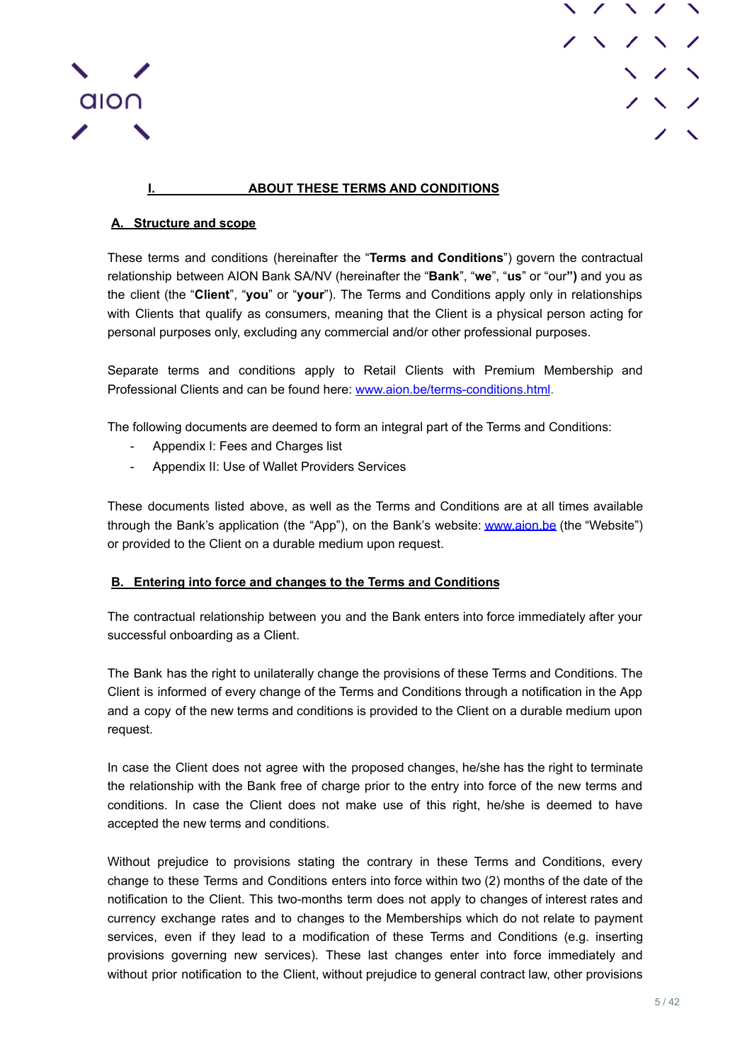# I. ABOUT THESE TERMS AND CONDITIONS

## A. Structure and scope

These terms and conditions (hereinafter the "**Terms and Conditions**") govern the contractual relationship between AION Bank SA/NV (hereinafter the "**Bank**", "**we**", "**us**" or "our**")** and you as the client (the "**Client**", "**you**" or "**your**"). The Terms and Conditions apply only in relationships with Clients that qualify as consumers, meaning that the Client is a physical person acting for personal purposes only, excluding any commercial and/or other professional purposes.

Separate terms and conditions apply to Retail Clients with Premium Membership and Professional Clients and can be found here: [www.aion.be/terms-conditions.html](www.aion.be/terms-conditions.html).

The following documents are deemed to form an integral part of the Terms and Conditions:

- Appendix I: Fees and Charges list
- Appendix II: Use of Wallet Providers Services

These documents listed above, as well as the Terms and Conditions are at all times available through the Bank's application (the "App"), on the Bank's website: [www.aion.be](www.aion.be) (the "Website") or provided to the Client on a durable medium upon request.

## B. Entering into force and changes to the Terms and Conditions

The contractual relationship between you and the Bank enters into force immediately after your successful onboarding as a Client.

The Bank has the right to unilaterally change the provisions of these Terms and Conditions. The Client is informed of every change of the Terms and Conditions through a notification in the App and a copy of the new terms and conditions is provided to the Client on a durable medium upon request.

In case the Client does not agree with the proposed changes, he/she has the right to terminate the relationship with the Bank free of charge prior to the entry into force of the new terms and conditions. In case the Client does not make use of this right, he/she is deemed to have accepted the new terms and conditions.

Without prejudice to provisions stating the contrary in these Terms and Conditions, every change to these Terms and Conditions enters into force within two (2) months of the date of the notification to the Client. This two-months term does not apply to changes of interest rates and currency exchange rates and to changes to the Memberships which do not relate to payment services, even if they lead to a modification of these Terms and Conditions (e.g. inserting provisions governing new services). These last changes enter into force immediately and without prior notification to the Client, without prejudice to general contract law, other provisions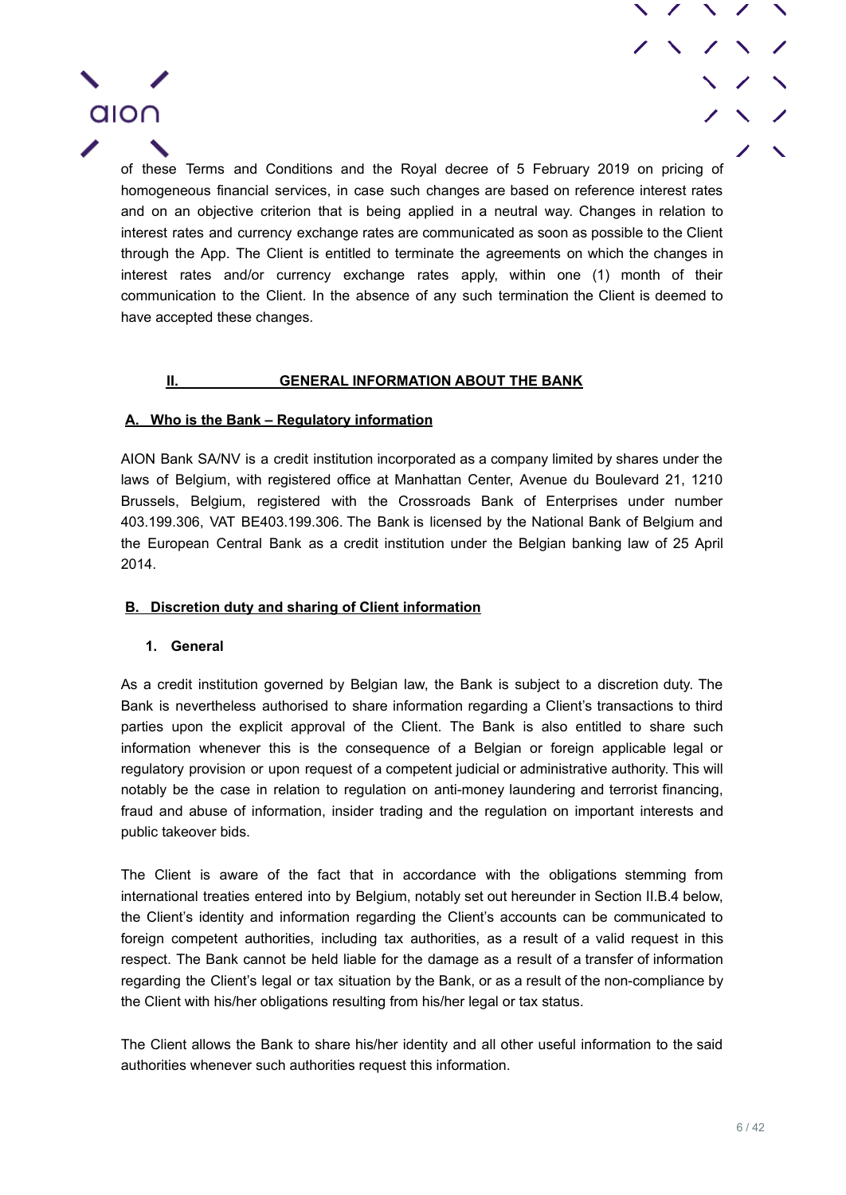of these Terms and Conditions and the Royal decree of 5 February 2019 on pricing of homogeneous financial services, in case such changes are based on reference interest rates and on an objective criterion that is being applied in a neutral way. Changes in relation to interest rates and currency exchange rates are communicated as soon as possible to the Client through the App. The Client is entitled to terminate the agreements on which the changes in interest rates and/or currency exchange rates apply, within one (1) month of their communication to the Client. In the absence of any such termination the Client is deemed to have accepted these changes.

## II. GENERAL INFORMATION ABOUT THE BANK

### A. Who is the Bank – Regulatory information

AION Bank SA/NV is a credit institution incorporated as a company limited by shares under the laws of Belgium, with registered office at Manhattan Center, Avenue du Boulevard 21, 1210 Brussels, Belgium, registered with the Crossroads Bank of Enterprises under number 403.199.306, VAT BE403.199.306. The Bank is licensed by the National Bank of Belgium and the European Central Bank as a credit institution under the Belgian banking law of 25 April 2014.

### B. Discretion duty and sharing of Client information

#### 1. General

As a credit institution governed by Belgian law, the Bank is subject to a discretion duty. The Bank is nevertheless authorised to share information regarding a Client's transactions to third parties upon the explicit approval of the Client. The Bank is also entitled to share such information whenever this is the consequence of a Belgian or foreign applicable legal or regulatory provision or upon request of a competent judicial or administrative authority. This will notably be the case in relation to regulation on anti-money laundering and terrorist financing, fraud and abuse of information, insider trading and the regulation on important interests and public takeover bids.

The Client is aware of the fact that in accordance with the obligations stemming from international treaties entered into by Belgium, notably set out hereunder in Section II.B.4 below, the Client's identity and information regarding the Client's accounts can be communicated to foreign competent authorities, including tax authorities, as a result of a valid request in this respect. The Bank cannot be held liable for the damage as a result of a transfer of information regarding the Client's legal or tax situation by the Bank, or as a result of the non-compliance by the Client with his/her obligations resulting from his/her legal or tax status.

The Client allows the Bank to share his/her identity and all other useful information to the said authorities whenever such authorities request this information.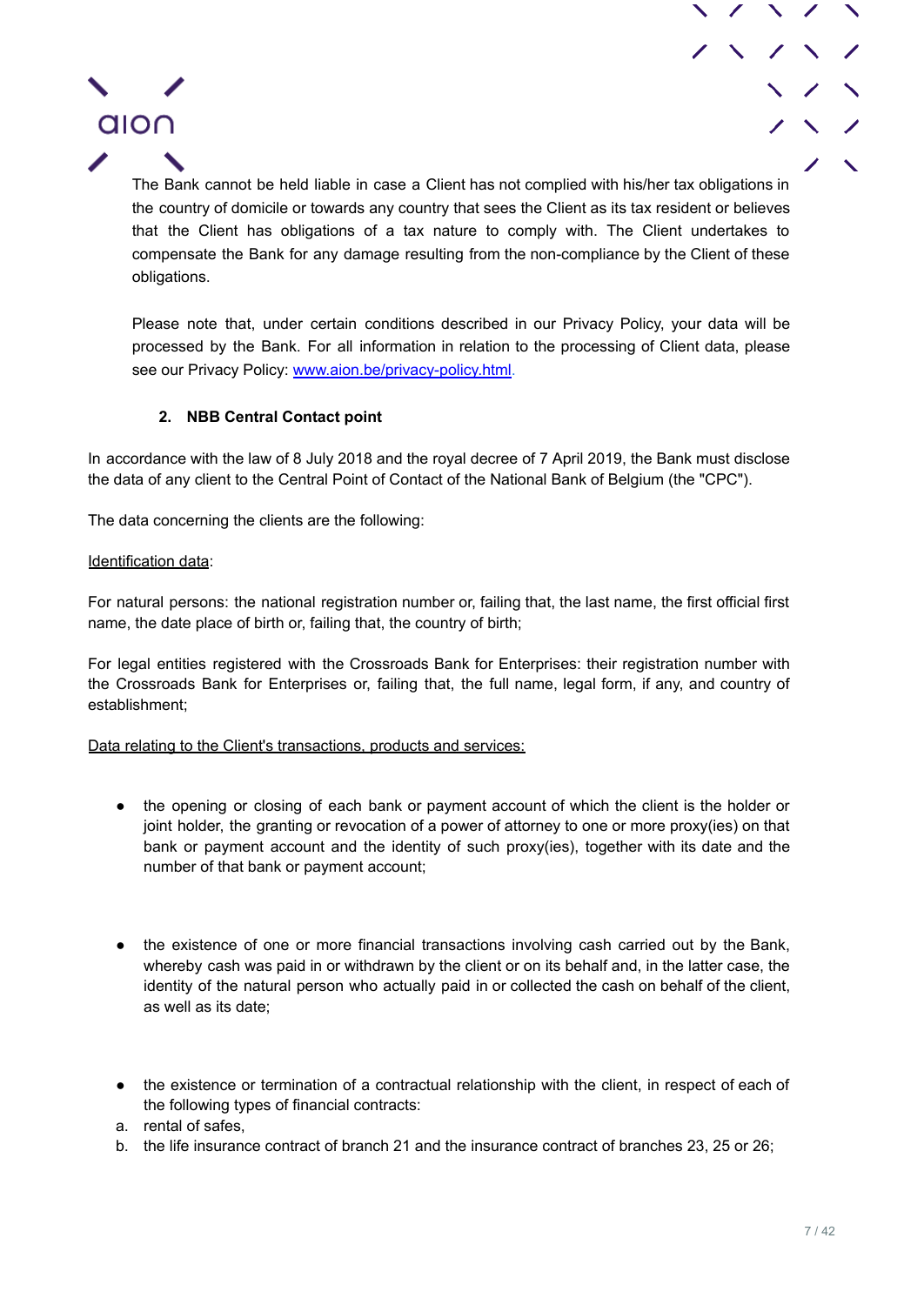The Bank cannot be held liable in case a Client has not complied with his/her tax obligations in the country of domicile or towards any country that sees the Client as its tax resident or believes that the Client has obligations of a tax nature to comply with. The Client undertakes to compensate the Bank for any damage resulting from the non-compliance by the Client of these obligations.

Please note that, under certain conditions described in our Privacy Policy, your data will be processed by the Bank. For all information in relation to the processing of Client data, please see our Privacy Policy: [www.aion.be/privacy-policy.html](www.aion.be/privacy-policy.html).

## 2. NBB Central Contact point

In accordance with the law of 8 July 2018 and the royal decree of 7 April 2019, the Bank must disclose the data of any client to the Central Point of Contact of the National Bank of Belgium (the "CPC").

The data concerning the clients are the following:

<u>Identification data</u>:

For natural persons: the national registration number or, failing that, the last name, the first official first name, the date place of birth or, failing that, the country of birth;

For legal entities registered with the Crossroads Bank for Enterprises: their registration number with the Crossroads Bank for Enterprises or, failing that, the full name, legal form, if any, and country of establishment;

<u>Data relating to the Client's transactions, products and services:</u>

- the opening or closing of each bank or payment account of which the client is the holder or joint holder, the granting or revocation of a power of attorney to one or more proxy(ies) on that bank or payment account and the identity of such proxy(ies), together with its date and the number of that bank or payment account;

- the existence of one or more financial transactions involving cash carried out by the Bank, whereby cash was paid in or withdrawn by the client or on its behalf and, in the latter case, the identity of the natural person who actually paid in or collected the cash on behalf of the client, as well as its date;

- the existence or termination of a contractual relationship with the client, in respect of each of the following types of financial contracts:

a. rental of safes,
b. the life insurance contract of branch 21 and the insurance contract of branches 23, 25 or 26;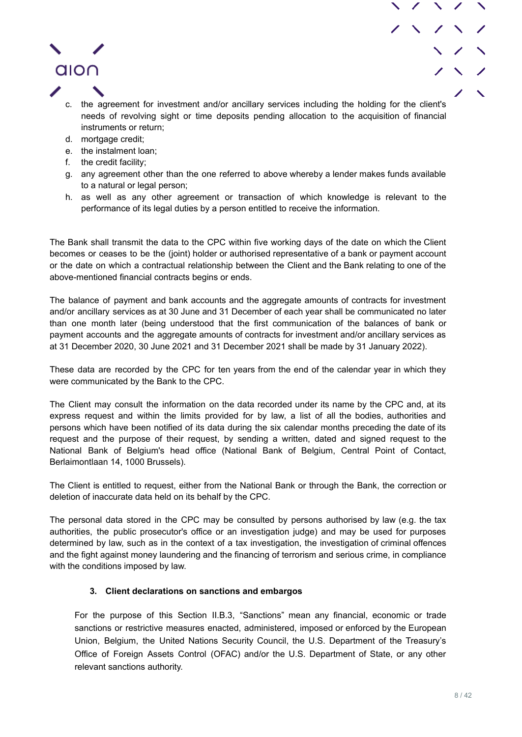c. the agreement for investment and/or ancillary services including the holding for the client's needs of revolving sight or time deposits pending allocation to the acquisition of financial instruments or return;
d. mortgage credit;
e. the instalment loan;
f. the credit facility;
g. any agreement other than the one referred to above whereby a lender makes funds available to a natural or legal person;
h. as well as any other agreement or transaction of which knowledge is relevant to the performance of its legal duties by a person entitled to receive the information.

The Bank shall transmit the data to the CPC within five working days of the date on which the Client becomes or ceases to be the (joint) holder or authorised representative of a bank or payment account or the date on which a contractual relationship between the Client and the Bank relating to one of the above-mentioned financial contracts begins or ends.

The balance of payment and bank accounts and the aggregate amounts of contracts for investment and/or ancillary services as at 30 June and 31 December of each year shall be communicated no later than one month later (being understood that the first communication of the balances of bank or payment accounts and the aggregate amounts of contracts for investment and/or ancillary services as at 31 December 2020, 30 June 2021 and 31 December 2021 shall be made by 31 January 2022).

These data are recorded by the CPC for ten years from the end of the calendar year in which they were communicated by the Bank to the CPC.

The Client may consult the information on the data recorded under its name by the CPC and, at its express request and within the limits provided for by law, a list of all the bodies, authorities and persons which have been notified of its data during the six calendar months preceding the date of its request and the purpose of their request, by sending a written, dated and signed request to the National Bank of Belgium's head office (National Bank of Belgium, Central Point of Contact, Berlaimontlaan 14, 1000 Brussels).

The Client is entitled to request, either from the National Bank or through the Bank, the correction or deletion of inaccurate data held on its behalf by the CPC.

The personal data stored in the CPC may be consulted by persons authorised by law (e.g. the tax authorities, the public prosecutor's office or an investigation judge) and may be used for purposes determined by law, such as in the context of a tax investigation, the investigation of criminal offences and the fight against money laundering and the financing of terrorism and serious crime, in compliance with the conditions imposed by law.

### 3. Client declarations on sanctions and embargos

For the purpose of this Section II.B.3, “Sanctions” mean any financial, economic or trade sanctions or restrictive measures enacted, administered, imposed or enforced by the European Union, Belgium, the United Nations Security Council, the U.S. Department of the Treasury's Office of Foreign Assets Control (OFAC) and/or the U.S. Department of State, or any other relevant sanctions authority.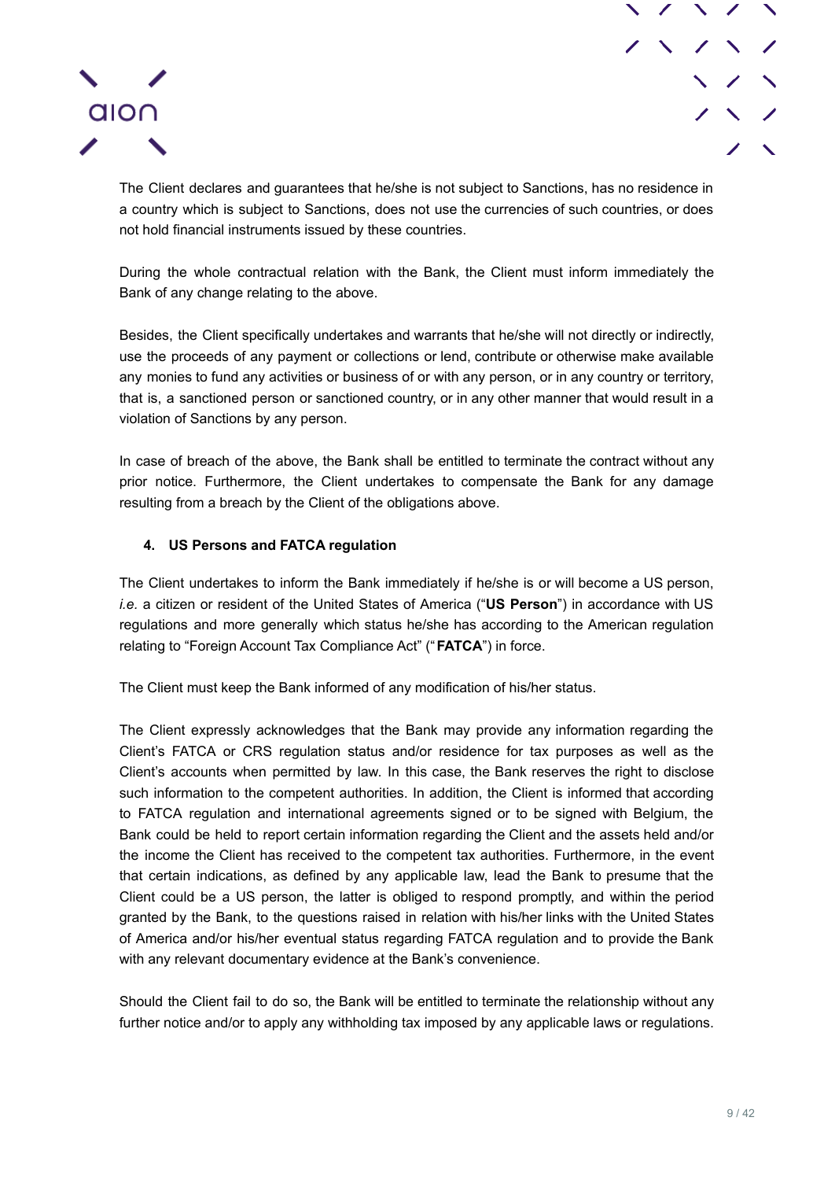The Client declares and guarantees that he/she is not subject to Sanctions, has no residence in a country which is subject to Sanctions, does not use the currencies of such countries, or does not hold financial instruments issued by these countries.

During the whole contractual relation with the Bank, the Client must inform immediately the Bank of any change relating to the above.

Besides, the Client specifically undertakes and warrants that he/she will not directly or indirectly, use the proceeds of any payment or collections or lend, contribute or otherwise make available any monies to fund any activities or business of or with any person, or in any country or territory, that is, a sanctioned person or sanctioned country, or in any other manner that would result in a violation of Sanctions by any person.

In case of breach of the above, the Bank shall be entitled to terminate the contract without any prior notice. Furthermore, the Client undertakes to compensate the Bank for any damage resulting from a breach by the Client of the obligations above.

## 4. US Persons and FATCA regulation

The Client undertakes to inform the Bank immediately if he/she is or will become a US person, *i.e.* a citizen or resident of the United States of America ("**US Person**") in accordance with US regulations and more generally which status he/she has according to the American regulation relating to "Foreign Account Tax Compliance Act" ("**FATCA**") in force.

The Client must keep the Bank informed of any modification of his/her status.

The Client expressly acknowledges that the Bank may provide any information regarding the Client's FATCA or CRS regulation status and/or residence for tax purposes as well as the Client's accounts when permitted by law. In this case, the Bank reserves the right to disclose such information to the competent authorities. In addition, the Client is informed that according to FATCA regulation and international agreements signed or to be signed with Belgium, the Bank could be held to report certain information regarding the Client and the assets held and/or the income the Client has received to the competent tax authorities. Furthermore, in the event that certain indications, as defined by any applicable law, lead the Bank to presume that the Client could be a US person, the latter is obliged to respond promptly, and within the period granted by the Bank, to the questions raised in relation with his/her links with the United States of America and/or his/her eventual status regarding FATCA regulation and to provide the Bank with any relevant documentary evidence at the Bank's convenience.

Should the Client fail to do so, the Bank will be entitled to terminate the relationship without any further notice and/or to apply any withholding tax imposed by any applicable laws or regulations.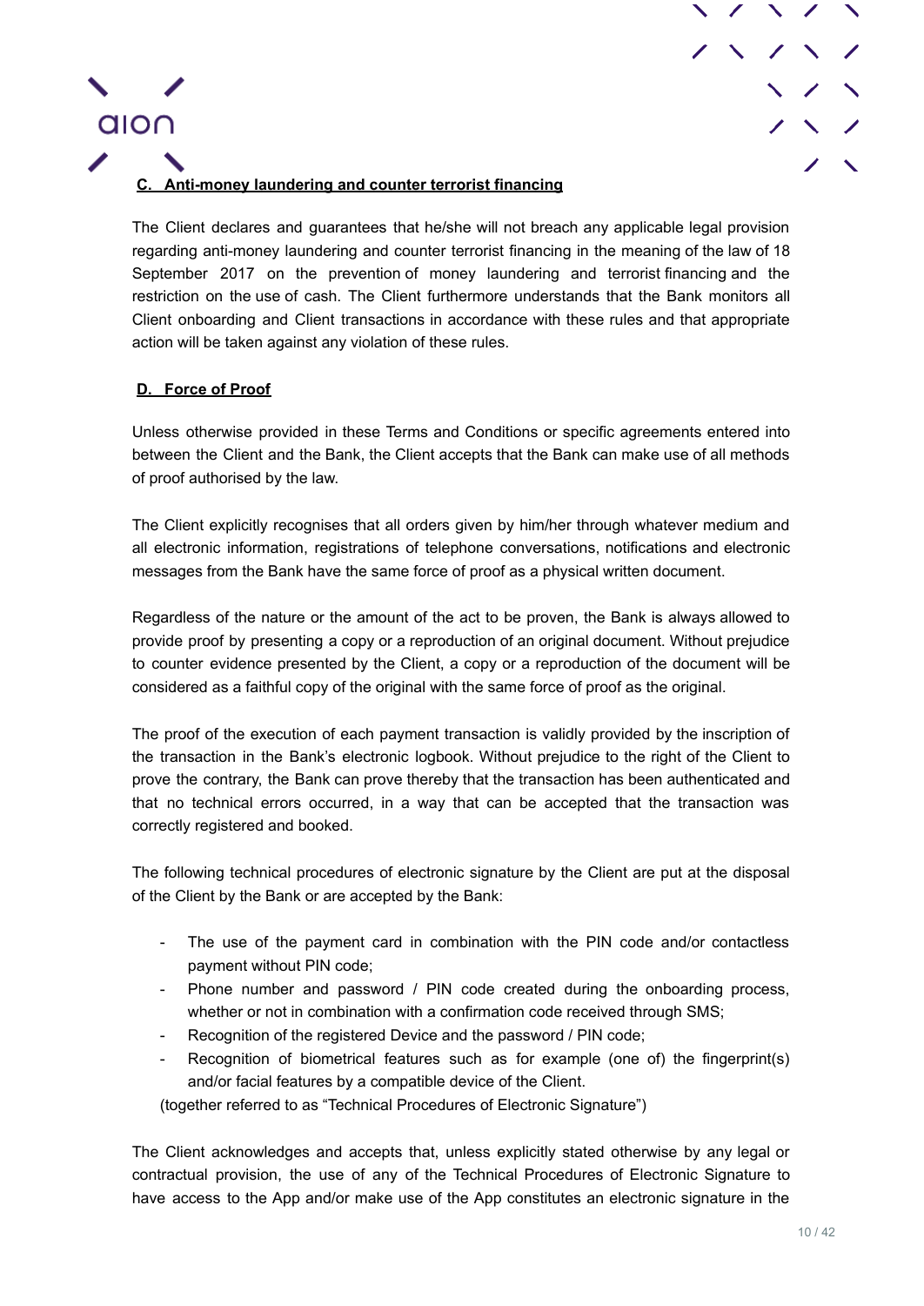## C. Anti-money laundering and counter terrorist financing

The Client declares and guarantees that he/she will not breach any applicable legal provision regarding anti-money laundering and counter terrorist financing in the meaning of the law of 18 September 2017 on the prevention of money laundering and terrorist financing and the restriction on the use of cash. The Client furthermore understands that the Bank monitors all Client onboarding and Client transactions in accordance with these rules and that appropriate action will be taken against any violation of these rules.

## D. Force of Proof

Unless otherwise provided in these Terms and Conditions or specific agreements entered into between the Client and the Bank, the Client accepts that the Bank can make use of all methods of proof authorised by the law.

The Client explicitly recognises that all orders given by him/her through whatever medium and all electronic information, registrations of telephone conversations, notifications and electronic messages from the Bank have the same force of proof as a physical written document.

Regardless of the nature or the amount of the act to be proven, the Bank is always allowed to provide proof by presenting a copy or a reproduction of an original document. Without prejudice to counter evidence presented by the Client, a copy or a reproduction of the document will be considered as a faithful copy of the original with the same force of proof as the original.

The proof of the execution of each payment transaction is validly provided by the inscription of the transaction in the Bank's electronic logbook. Without prejudice to the right of the Client to prove the contrary, the Bank can prove thereby that the transaction has been authenticated and that no technical errors occurred, in a way that can be accepted that the transaction was correctly registered and booked.

The following technical procedures of electronic signature by the Client are put at the disposal of the Client by the Bank or are accepted by the Bank:

- The use of the payment card in combination with the PIN code and/or contactless payment without PIN code;
- Phone number and password / PIN code created during the onboarding process, whether or not in combination with a confirmation code received through SMS;
- Recognition of the registered Device and the password / PIN code;
- Recognition of biometrical features such as for example (one of) the fingerprint(s) and/or facial features by a compatible device of the Client.

(together referred to as "Technical Procedures of Electronic Signature")

The Client acknowledges and accepts that, unless explicitly stated otherwise by any legal or contractual provision, the use of any of the Technical Procedures of Electronic Signature to have access to the App and/or make use of the App constitutes an electronic signature in the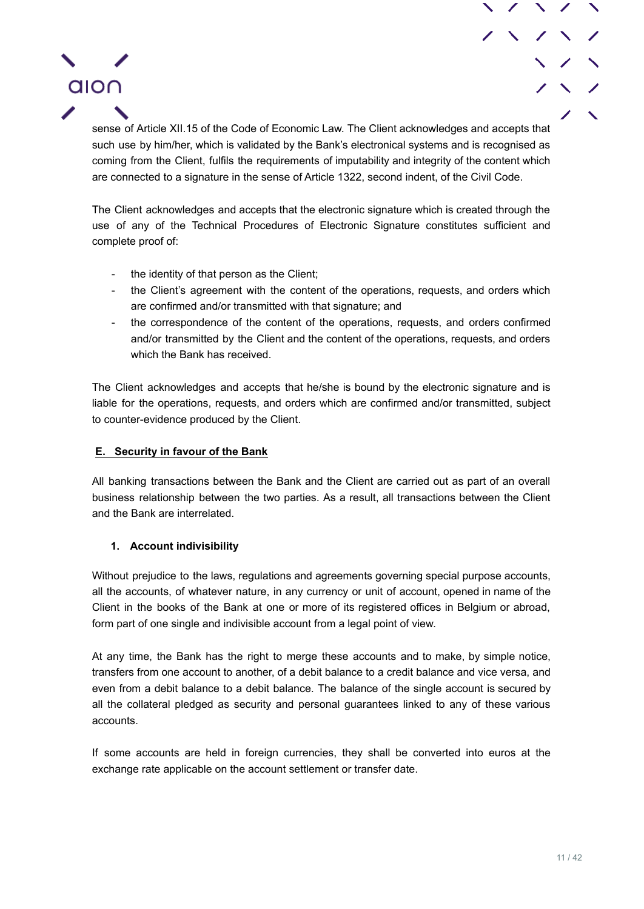sense of Article XII.15 of the Code of Economic Law. The Client acknowledges and accepts that such use by him/her, which is validated by the Bank's electronical systems and is recognised as coming from the Client, fulfils the requirements of imputability and integrity of the content which are connected to a signature in the sense of Article 1322, second indent, of the Civil Code.

The Client acknowledges and accepts that the electronic signature which is created through the use of any of the Technical Procedures of Electronic Signature constitutes sufficient and complete proof of:

- the identity of that person as the Client;
- the Client's agreement with the content of the operations, requests, and orders which are confirmed and/or transmitted with that signature; and
- the correspondence of the content of the operations, requests, and orders confirmed and/or transmitted by the Client and the content of the operations, requests, and orders which the Bank has received.

The Client acknowledges and accepts that he/she is bound by the electronic signature and is liable for the operations, requests, and orders which are confirmed and/or transmitted, subject to counter-evidence produced by the Client.

## E. Security in favour of the Bank

All banking transactions between the Bank and the Client are carried out as part of an overall business relationship between the two parties. As a result, all transactions between the Client and the Bank are interrelated.

### 1. Account indivisibility

Without prejudice to the laws, regulations and agreements governing special purpose accounts, all the accounts, of whatever nature, in any currency or unit of account, opened in name of the Client in the books of the Bank at one or more of its registered offices in Belgium or abroad, form part of one single and indivisible account from a legal point of view.

At any time, the Bank has the right to merge these accounts and to make, by simple notice, transfers from one account to another, of a debit balance to a credit balance and vice versa, and even from a debit balance to a debit balance. The balance of the single account is secured by all the collateral pledged as security and personal guarantees linked to any of these various accounts.

If some accounts are held in foreign currencies, they shall be converted into euros at the exchange rate applicable on the account settlement or transfer date.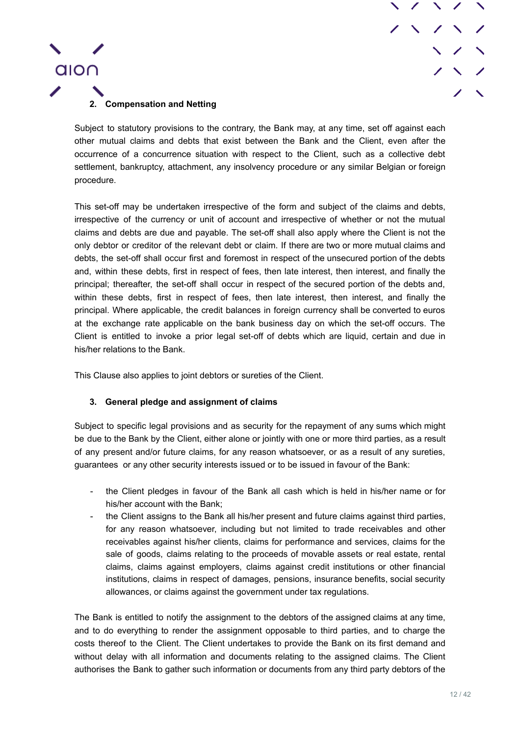## 2. Compensation and Netting

Subject to statutory provisions to the contrary, the Bank may, at any time, set off against each other mutual claims and debts that exist between the Bank and the Client, even after the occurrence of a concurrence situation with respect to the Client, such as a collective debt settlement, bankruptcy, attachment, any insolvency procedure or any similar Belgian or foreign procedure.

This set-off may be undertaken irrespective of the form and subject of the claims and debts, irrespective of the currency or unit of account and irrespective of whether or not the mutual claims and debts are due and payable. The set-off shall also apply where the Client is not the only debtor or creditor of the relevant debt or claim. If there are two or more mutual claims and debts, the set-off shall occur first and foremost in respect of the unsecured portion of the debts and, within these debts, first in respect of fees, then late interest, then interest, and finally the principal; thereafter, the set-off shall occur in respect of the secured portion of the debts and, within these debts, first in respect of fees, then late interest, then interest, and finally the principal. Where applicable, the credit balances in foreign currency shall be converted to euros at the exchange rate applicable on the bank business day on which the set-off occurs. The Client is entitled to invoke a prior legal set-off of debts which are liquid, certain and due in his/her relations to the Bank.

This Clause also applies to joint debtors or sureties of the Client.

## 3. General pledge and assignment of claims

Subject to specific legal provisions and as security for the repayment of any sums which might be due to the Bank by the Client, either alone or jointly with one or more third parties, as a result of any present and/or future claims, for any reason whatsoever, or as a result of any sureties, guarantees or any other security interests issued or to be issued in favour of the Bank:

- the Client pledges in favour of the Bank all cash which is held in his/her name or for his/her account with the Bank;
- the Client assigns to the Bank all his/her present and future claims against third parties, for any reason whatsoever, including but not limited to trade receivables and other receivables against his/her clients, claims for performance and services, claims for the sale of goods, claims relating to the proceeds of movable assets or real estate, rental claims, claims against employers, claims against credit institutions or other financial institutions, claims in respect of damages, pensions, insurance benefits, social security allowances, or claims against the government under tax regulations.

The Bank is entitled to notify the assignment to the debtors of the assigned claims at any time, and to do everything to render the assignment opposable to third parties, and to charge the costs thereof to the Client. The Client undertakes to provide the Bank on its first demand and without delay with all information and documents relating to the assigned claims. The Client authorises the Bank to gather such information or documents from any third party debtors of the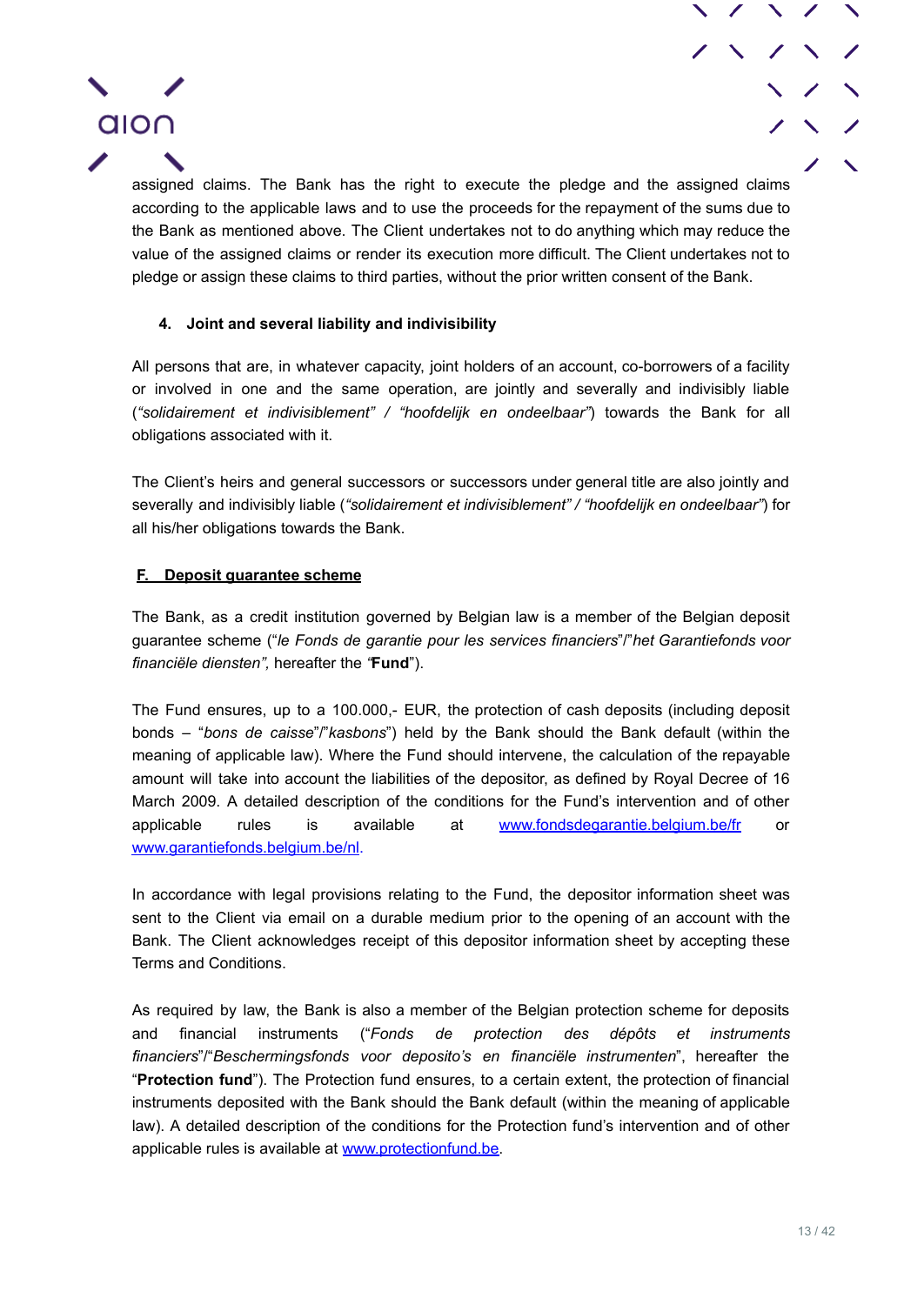assigned claims. The Bank has the right to execute the pledge and the assigned claims according to the applicable laws and to use the proceeds for the repayment of the sums due to the Bank as mentioned above. The Client undertakes not to do anything which may reduce the value of the assigned claims or render its execution more difficult. The Client undertakes not to pledge or assign these claims to third parties, without the prior written consent of the Bank.

### 4. Joint and several liability and indivisibility

All persons that are, in whatever capacity, joint holders of an account, co-borrowers of a facility or involved in one and the same operation, are jointly and severally and indivisibly liable (*"solidairement et indivisiblement" / "hoofdelijk en ondeelbaar"*) towards the Bank for all obligations associated with it.

The Client's heirs and general successors or successors under general title are also jointly and severally and indivisibly liable (*"solidairement et indivisiblement" / "hoofdelijk en ondeelbaar"*) for all his/her obligations towards the Bank.

## F. Deposit guarantee scheme

The Bank, as a credit institution governed by Belgian law is a member of the Belgian deposit guarantee scheme ("*le Fonds de garantie pour les services financiers*"/"*het Garantiefonds voor financiële diensten",* hereafter the "**Fund**").

The Fund ensures, up to a 100.000,- EUR, the protection of cash deposits (including deposit bonds – "*bons de caisse*"/"*kasbons*") held by the Bank should the Bank default (within the meaning of applicable law). Where the Fund should intervene, the calculation of the repayable amount will take into account the liabilities of the depositor, as defined by Royal Decree of 16 March 2009. A detailed description of the conditions for the Fund's intervention and of other applicable rules is available at www.fondsdegarantie.belgium.be/fr or www.garantiefonds.belgium.be/nl.

In accordance with legal provisions relating to the Fund, the depositor information sheet was sent to the Client via email on a durable medium prior to the opening of an account with the Bank. The Client acknowledges receipt of this depositor information sheet by accepting these Terms and Conditions.

As required by law, the Bank is also a member of the Belgian protection scheme for deposits and financial instruments ("*Fonds de protection des dépôts et instruments financiers*"/"*Beschermingsfonds voor deposito's en financiële instrumenten*", hereafter the "**Protection fund**"). The Protection fund ensures, to a certain extent, the protection of financial instruments deposited with the Bank should the Bank default (within the meaning of applicable law). A detailed description of the conditions for the Protection fund's intervention and of other applicable rules is available at www.protectionfund.be.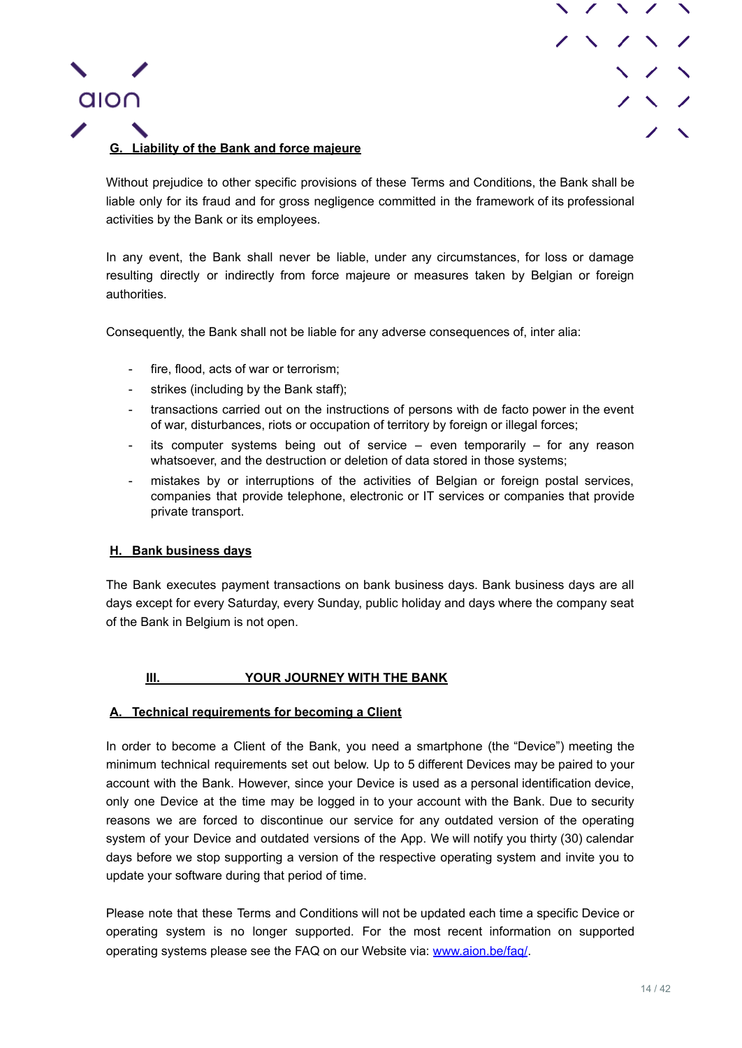## G. Liability of the Bank and force majeure

Without prejudice to other specific provisions of these Terms and Conditions, the Bank shall be liable only for its fraud and for gross negligence committed in the framework of its professional activities by the Bank or its employees.

In any event, the Bank shall never be liable, under any circumstances, for loss or damage resulting directly or indirectly from force majeure or measures taken by Belgian or foreign authorities.

Consequently, the Bank shall not be liable for any adverse consequences of, inter alia:

- fire, flood, acts of war or terrorism;
- strikes (including by the Bank staff);
- transactions carried out on the instructions of persons with de facto power in the event of war, disturbances, riots or occupation of territory by foreign or illegal forces;
- its computer systems being out of service – even temporarily – for any reason whatsoever, and the destruction or deletion of data stored in those systems;
- mistakes by or interruptions of the activities of Belgian or foreign postal services, companies that provide telephone, electronic or IT services or companies that provide private transport.

## H. Bank business days

The Bank executes payment transactions on bank business days. Bank business days are all days except for every Saturday, every Sunday, public holiday and days where the company seat of the Bank in Belgium is not open.

# III. YOUR JOURNEY WITH THE BANK

## A. Technical requirements for becoming a Client

In order to become a Client of the Bank, you need a smartphone (the "Device") meeting the minimum technical requirements set out below. Up to 5 different Devices may be paired to your account with the Bank. However, since your Device is used as a personal identification device, only one Device at the time may be logged in to your account with the Bank. Due to security reasons we are forced to discontinue our service for any outdated version of the operating system of your Device and outdated versions of the App. We will notify you thirty (30) calendar days before we stop supporting a version of the respective operating system and invite you to update your software during that period of time.

Please note that these Terms and Conditions will not be updated each time a specific Device or operating system is no longer supported. For the most recent information on supported operating systems please see the FAQ on our Website via: [www.aion.be/faq/](www.aion.be/faq/).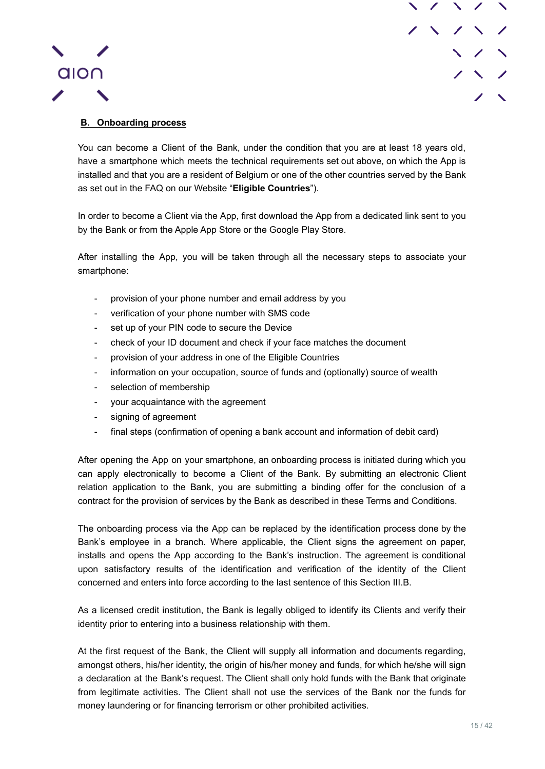## B. Onboarding process

You can become a Client of the Bank, under the condition that you are at least 18 years old, have a smartphone which meets the technical requirements set out above, on which the App is installed and that you are a resident of Belgium or one of the other countries served by the Bank as set out in the FAQ on our Website "**Eligible Countries**").

In order to become a Client via the App, first download the App from a dedicated link sent to you by the Bank or from the Apple App Store or the Google Play Store.

After installing the App, you will be taken through all the necessary steps to associate your smartphone:

- provision of your phone number and email address by you
- verification of your phone number with SMS code
- set up of your PIN code to secure the Device
- check of your ID document and check if your face matches the document
- provision of your address in one of the Eligible Countries
- information on your occupation, source of funds and (optionally) source of wealth
- selection of membership
- your acquaintance with the agreement
- signing of agreement
- final steps (confirmation of opening a bank account and information of debit card)

After opening the App on your smartphone, an onboarding process is initiated during which you can apply electronically to become a Client of the Bank. By submitting an electronic Client relation application to the Bank, you are submitting a binding offer for the conclusion of a contract for the provision of services by the Bank as described in these Terms and Conditions.

The onboarding process via the App can be replaced by the identification process done by the Bank's employee in a branch. Where applicable, the Client signs the agreement on paper, installs and opens the App according to the Bank's instruction. The agreement is conditional upon satisfactory results of the identification and verification of the identity of the Client concerned and enters into force according to the last sentence of this Section III.B.

As a licensed credit institution, the Bank is legally obliged to identify its Clients and verify their identity prior to entering into a business relationship with them.

At the first request of the Bank, the Client will supply all information and documents regarding, amongst others, his/her identity, the origin of his/her money and funds, for which he/she will sign a declaration at the Bank's request. The Client shall only hold funds with the Bank that originate from legitimate activities. The Client shall not use the services of the Bank nor the funds for money laundering or for financing terrorism or other prohibited activities.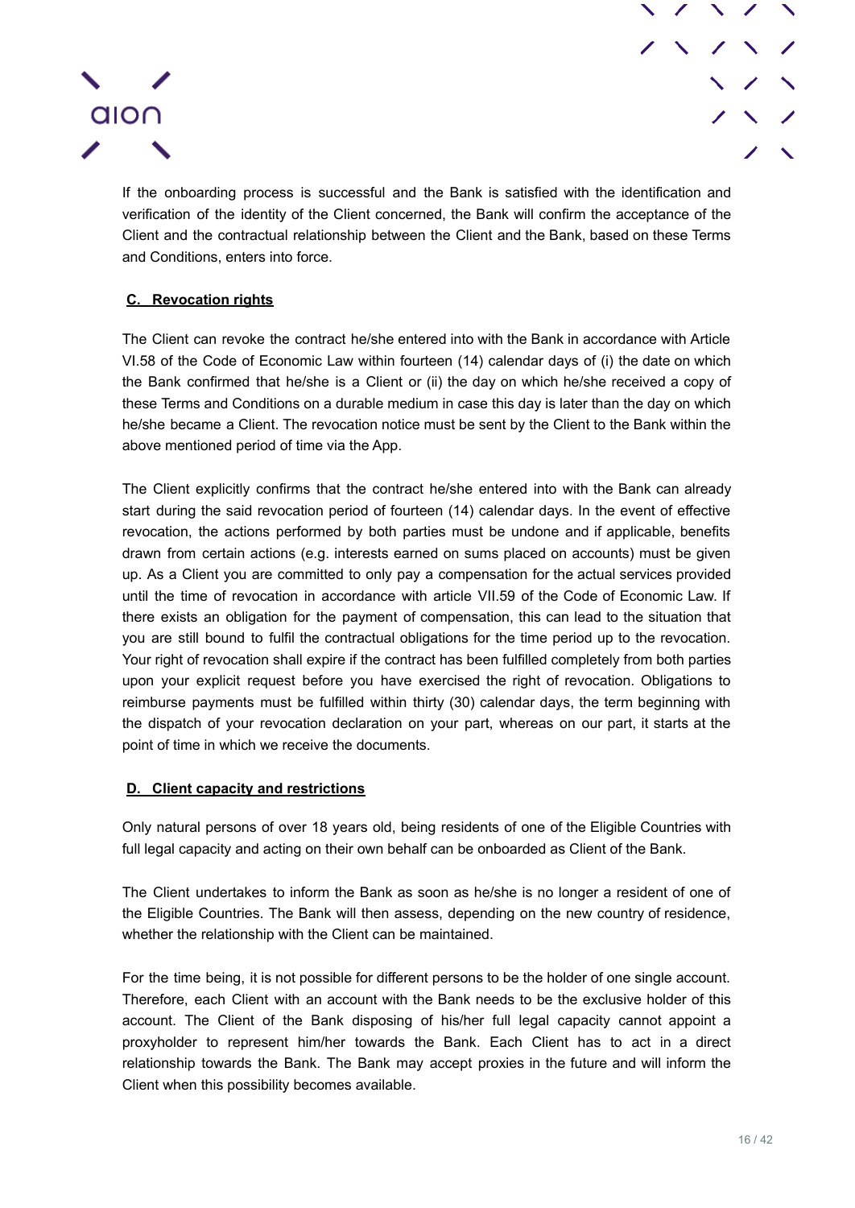If the onboarding process is successful and the Bank is satisfied with the identification and verification of the identity of the Client concerned, the Bank will confirm the acceptance of the Client and the contractual relationship between the Client and the Bank, based on these Terms and Conditions, enters into force.

## C. Revocation rights

The Client can revoke the contract he/she entered into with the Bank in accordance with Article VI.58 of the Code of Economic Law within fourteen (14) calendar days of (i) the date on which the Bank confirmed that he/she is a Client or (ii) the day on which he/she received a copy of these Terms and Conditions on a durable medium in case this day is later than the day on which he/she became a Client. The revocation notice must be sent by the Client to the Bank within the above mentioned period of time via the App.

The Client explicitly confirms that the contract he/she entered into with the Bank can already start during the said revocation period of fourteen (14) calendar days. In the event of effective revocation, the actions performed by both parties must be undone and if applicable, benefits drawn from certain actions (e.g. interests earned on sums placed on accounts) must be given up. As a Client you are committed to only pay a compensation for the actual services provided until the time of revocation in accordance with article VII.59 of the Code of Economic Law. If there exists an obligation for the payment of compensation, this can lead to the situation that you are still bound to fulfil the contractual obligations for the time period up to the revocation. Your right of revocation shall expire if the contract has been fulfilled completely from both parties upon your explicit request before you have exercised the right of revocation. Obligations to reimburse payments must be fulfilled within thirty (30) calendar days, the term beginning with the dispatch of your revocation declaration on your part, whereas on our part, it starts at the point of time in which we receive the documents.

## D. Client capacity and restrictions

Only natural persons of over 18 years old, being residents of one of the Eligible Countries with full legal capacity and acting on their own behalf can be onboarded as Client of the Bank.

The Client undertakes to inform the Bank as soon as he/she is no longer a resident of one of the Eligible Countries. The Bank will then assess, depending on the new country of residence, whether the relationship with the Client can be maintained.

For the time being, it is not possible for different persons to be the holder of one single account. Therefore, each Client with an account with the Bank needs to be the exclusive holder of this account. The Client of the Bank disposing of his/her full legal capacity cannot appoint a proxyholder to represent him/her towards the Bank. Each Client has to act in a direct relationship towards the Bank. The Bank may accept proxies in the future and will inform the Client when this possibility becomes available.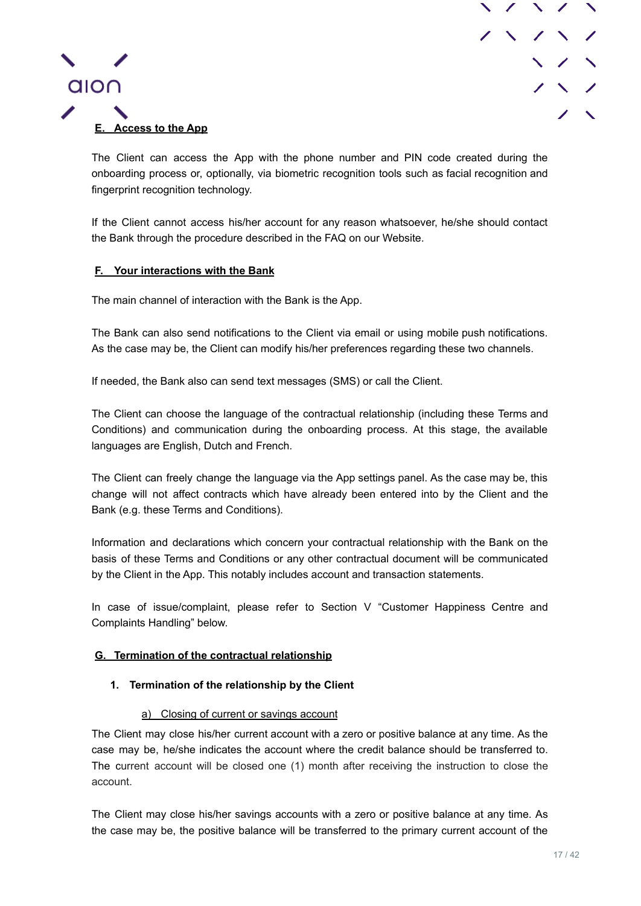## E. Access to the App

The Client can access the App with the phone number and PIN code created during the onboarding process or, optionally, via biometric recognition tools such as facial recognition and fingerprint recognition technology.

If the Client cannot access his/her account for any reason whatsoever, he/she should contact the Bank through the procedure described in the FAQ on our Website.

## F. Your interactions with the Bank

The main channel of interaction with the Bank is the App.

The Bank can also send notifications to the Client via email or using mobile push notifications. As the case may be, the Client can modify his/her preferences regarding these two channels.

If needed, the Bank also can send text messages (SMS) or call the Client.

The Client can choose the language of the contractual relationship (including these Terms and Conditions) and communication during the onboarding process. At this stage, the available languages are English, Dutch and French.

The Client can freely change the language via the App settings panel. As the case may be, this change will not affect contracts which have already been entered into by the Client and the Bank (e.g. these Terms and Conditions).

Information and declarations which concern your contractual relationship with the Bank on the basis of these Terms and Conditions or any other contractual document will be communicated by the Client in the App. This notably includes account and transaction statements.

In case of issue/complaint, please refer to Section V "Customer Happiness Centre and Complaints Handling" below.

## G. Termination of the contractual relationship

### 1. Termination of the relationship by the Client

#### a) Closing of current or savings account

The Client may close his/her current account with a zero or positive balance at any time. As the case may be, he/she indicates the account where the credit balance should be transferred to. The current account will be closed one (1) month after receiving the instruction to close the account.

The Client may close his/her savings accounts with a zero or positive balance at any time. As the case may be, the positive balance will be transferred to the primary current account of the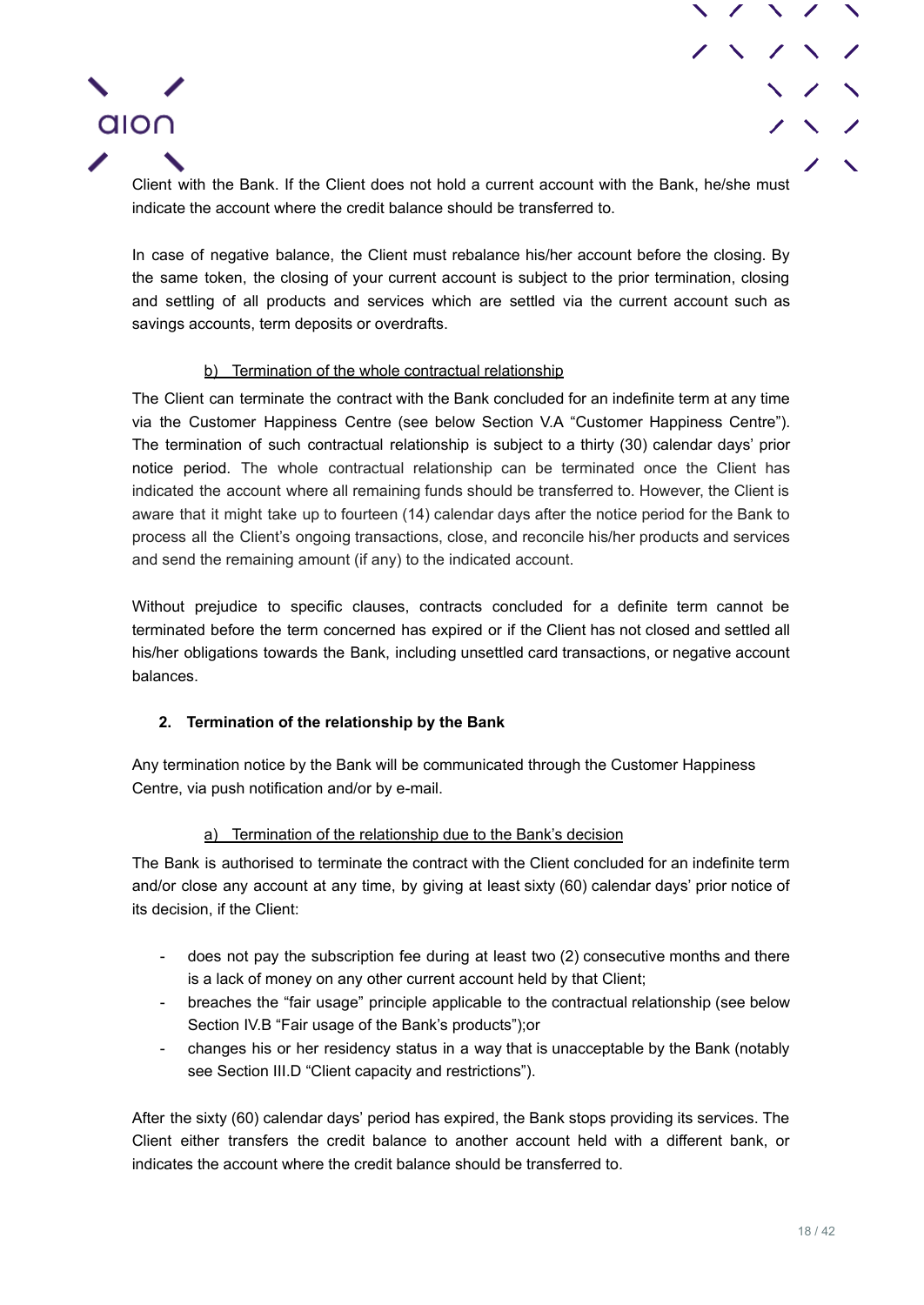Client with the Bank. If the Client does not hold a current account with the Bank, he/she must indicate the account where the credit balance should be transferred to.

In case of negative balance, the Client must rebalance his/her account before the closing. By the same token, the closing of your current account is subject to the prior termination, closing and settling of all products and services which are settled via the current account such as savings accounts, term deposits or overdrafts.

b) Termination of the whole contractual relationship

The Client can terminate the contract with the Bank concluded for an indefinite term at any time via the Customer Happiness Centre (see below Section V.A "Customer Happiness Centre"). The termination of such contractual relationship is subject to a thirty (30) calendar days' prior notice period. The whole contractual relationship can be terminated once the Client has indicated the account where all remaining funds should be transferred to. However, the Client is aware that it might take up to fourteen (14) calendar days after the notice period for the Bank to process all the Client's ongoing transactions, close, and reconcile his/her products and services and send the remaining amount (if any) to the indicated account.

Without prejudice to specific clauses, contracts concluded for a definite term cannot be terminated before the term concerned has expired or if the Client has not closed and settled all his/her obligations towards the Bank, including unsettled card transactions, or negative account balances.

### 2. Termination of the relationship by the Bank

Any termination notice by the Bank will be communicated through the Customer Happiness Centre, via push notification and/or by e-mail.

a) Termination of the relationship due to the Bank's decision

The Bank is authorised to terminate the contract with the Client concluded for an indefinite term and/or close any account at any time, by giving at least sixty (60) calendar days' prior notice of its decision, if the Client:

- does not pay the subscription fee during at least two (2) consecutive months and there is a lack of money on any other current account held by that Client;
- breaches the "fair usage" principle applicable to the contractual relationship (see below Section IV.B "Fair usage of the Bank's products");or
- changes his or her residency status in a way that is unacceptable by the Bank (notably see Section III.D "Client capacity and restrictions").

After the sixty (60) calendar days' period has expired, the Bank stops providing its services. The Client either transfers the credit balance to another account held with a different bank, or indicates the account where the credit balance should be transferred to.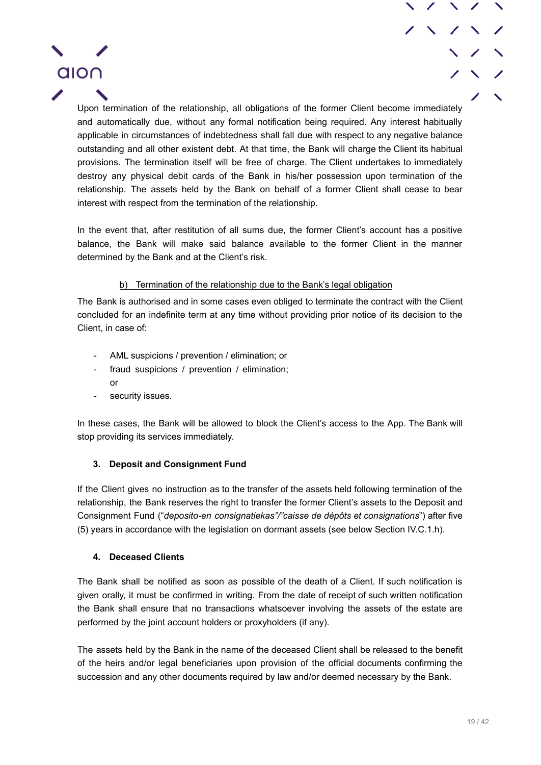Upon termination of the relationship, all obligations of the former Client become immediately and automatically due, without any formal notification being required. Any interest habitually applicable in circumstances of indebtedness shall fall due with respect to any negative balance outstanding and all other existent debt. At that time, the Bank will charge the Client its habitual provisions. The termination itself will be free of charge. The Client undertakes to immediately destroy any physical debit cards of the Bank in his/her possession upon termination of the relationship. The assets held by the Bank on behalf of a former Client shall cease to bear interest with respect from the termination of the relationship.

In the event that, after restitution of all sums due, the former Client's account has a positive balance, the Bank will make said balance available to the former Client in the manner determined by the Bank and at the Client's risk.

b) Termination of the relationship due to the Bank's legal obligation

The Bank is authorised and in some cases even obliged to terminate the contract with the Client concluded for an indefinite term at any time without providing prior notice of its decision to the Client, in case of:

- AML suspicions / prevention / elimination; or
- fraud suspicions / prevention / elimination; or
- security issues.

In these cases, the Bank will be allowed to block the Client's access to the App. The Bank will stop providing its services immediately.

#### 3. Deposit and Consignment Fund

If the Client gives no instruction as to the transfer of the assets held following termination of the relationship, the Bank reserves the right to transfer the former Client's assets to the Deposit and Consignment Fund ("*deposito-en consignatiekas*"/"*caisse de dépôts et consignations*") after five (5) years in accordance with the legislation on dormant assets (see below Section IV.C.1.h).

#### 4. Deceased Clients

The Bank shall be notified as soon as possible of the death of a Client. If such notification is given orally, it must be confirmed in writing. From the date of receipt of such written notification the Bank shall ensure that no transactions whatsoever involving the assets of the estate are performed by the joint account holders or proxyholders (if any).

The assets held by the Bank in the name of the deceased Client shall be released to the benefit of the heirs and/or legal beneficiaries upon provision of the official documents confirming the succession and any other documents required by law and/or deemed necessary by the Bank.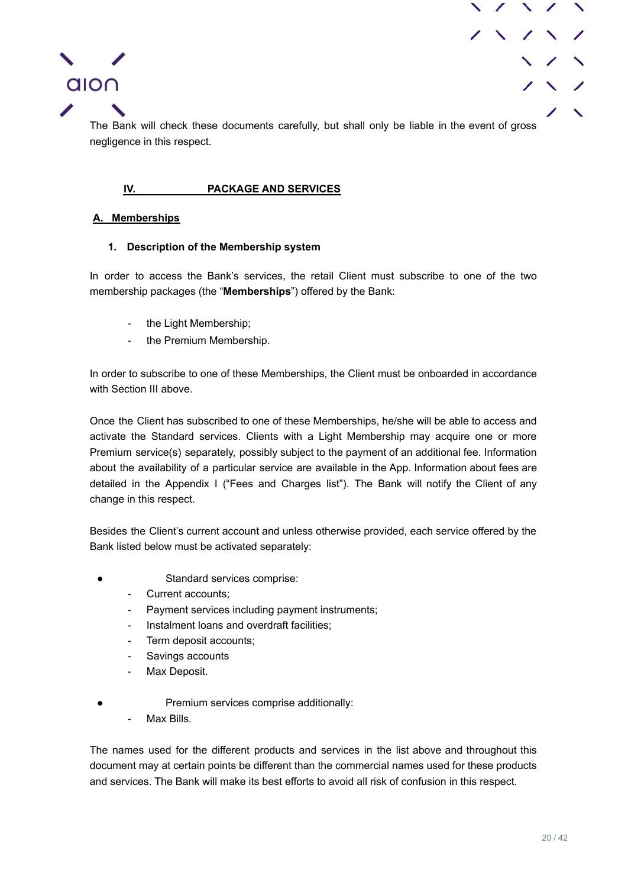The Bank will check these documents carefully, but shall only be liable in the event of gross negligence in this respect.

## IV. PACKAGE AND SERVICES

### A. Memberships

#### 1. Description of the Membership system

In order to access the Bank's services, the retail Client must subscribe to one of the two membership packages (the "**Memberships**") offered by the Bank:

- the Light Membership;
- the Premium Membership.

In order to subscribe to one of these Memberships, the Client must be onboarded in accordance with Section III above.

Once the Client has subscribed to one of these Memberships, he/she will be able to access and activate the Standard services. Clients with a Light Membership may acquire one or more Premium service(s) separately, possibly subject to the payment of an additional fee. Information about the availability of a particular service are available in the App. Information about fees are detailed in the Appendix I ("Fees and Charges list"). The Bank will notify the Client of any change in this respect.

Besides the Client's current account and unless otherwise provided, each service offered by the Bank listed below must be activated separately:

- Standard services comprise:
  - Current accounts;
  - Payment services including payment instruments;
  - Instalment loans and overdraft facilities;
  - Term deposit accounts;
  - Savings accounts
  - Max Deposit.

- Premium services comprise additionally:
  - Max Bills.

The names used for the different products and services in the list above and throughout this document may at certain points be different than the commercial names used for these products and services. The Bank will make its best efforts to avoid all risk of confusion in this respect.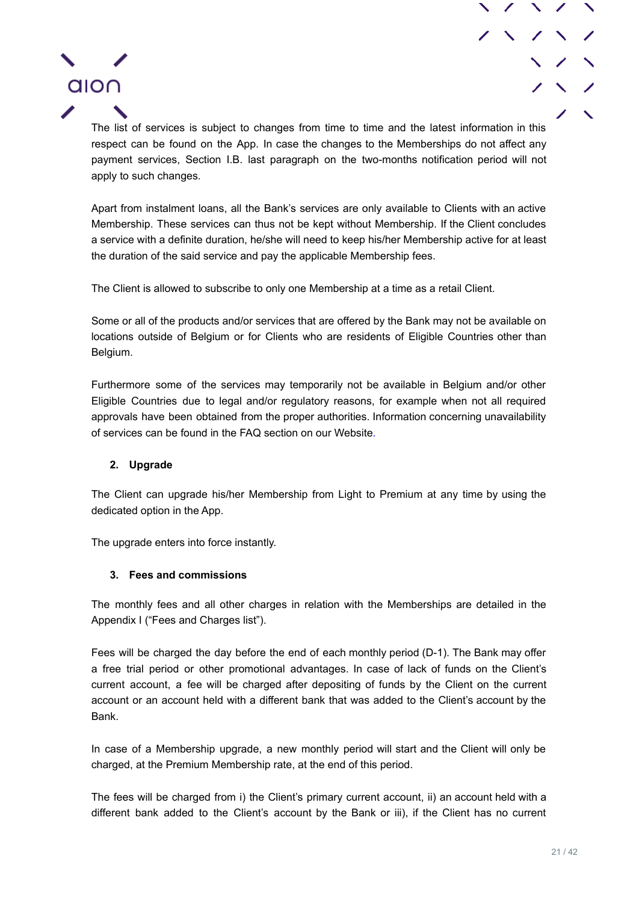The list of services is subject to changes from time to time and the latest information in this respect can be found on the App. In case the changes to the Memberships do not affect any payment services, Section I.B. last paragraph on the two-months notification period will not apply to such changes.

Apart from instalment loans, all the Bank's services are only available to Clients with an active Membership. These services can thus not be kept without Membership. If the Client concludes a service with a definite duration, he/she will need to keep his/her Membership active for at least the duration of the said service and pay the applicable Membership fees.

The Client is allowed to subscribe to only one Membership at a time as a retail Client.

Some or all of the products and/or services that are offered by the Bank may not be available on locations outside of Belgium or for Clients who are residents of Eligible Countries other than Belgium.

Furthermore some of the services may temporarily not be available in Belgium and/or other Eligible Countries due to legal and/or regulatory reasons, for example when not all required approvals have been obtained from the proper authorities. Information concerning unavailability of services can be found in the FAQ section on our Website.

### 2. Upgrade

The Client can upgrade his/her Membership from Light to Premium at any time by using the dedicated option in the App.

The upgrade enters into force instantly.

### 3. Fees and commissions

The monthly fees and all other charges in relation with the Memberships are detailed in the Appendix I ("Fees and Charges list").

Fees will be charged the day before the end of each monthly period (D-1). The Bank may offer a free trial period or other promotional advantages. In case of lack of funds on the Client's current account, a fee will be charged after depositing of funds by the Client on the current account or an account held with a different bank that was added to the Client's account by the Bank.

In case of a Membership upgrade, a new monthly period will start and the Client will only be charged, at the Premium Membership rate, at the end of this period.

The fees will be charged from i) the Client's primary current account, ii) an account held with a different bank added to the Client's account by the Bank or iii), if the Client has no current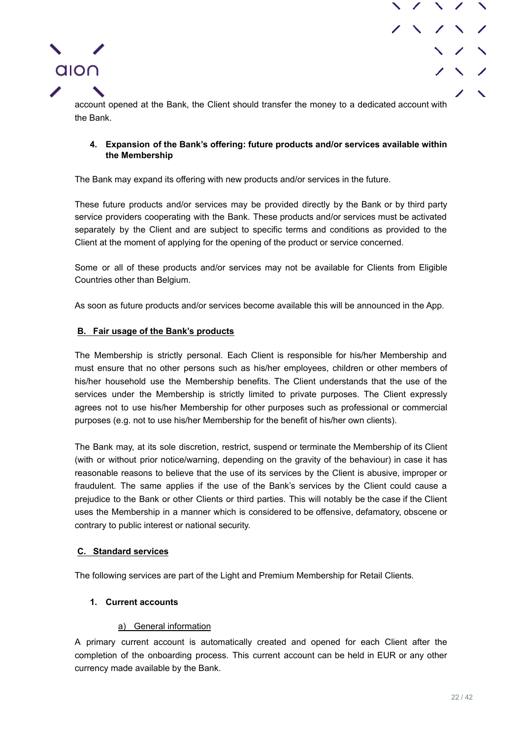account opened at the Bank, the Client should transfer the money to a dedicated account with the Bank.

#### 4. Expansion of the Bank's offering: future products and/or services available within the Membership

The Bank may expand its offering with new products and/or services in the future.

These future products and/or services may be provided directly by the Bank or by third party service providers cooperating with the Bank. These products and/or services must be activated separately by the Client and are subject to specific terms and conditions as provided to the Client at the moment of applying for the opening of the product or service concerned.

Some or all of these products and/or services may not be available for Clients from Eligible Countries other than Belgium.

As soon as future products and/or services become available this will be announced in the App.

### B. Fair usage of the Bank's products

The Membership is strictly personal. Each Client is responsible for his/her Membership and must ensure that no other persons such as his/her employees, children or other members of his/her household use the Membership benefits. The Client understands that the use of the services under the Membership is strictly limited to private purposes. The Client expressly agrees not to use his/her Membership for other purposes such as professional or commercial purposes (e.g. not to use his/her Membership for the benefit of his/her own clients).

The Bank may, at its sole discretion, restrict, suspend or terminate the Membership of its Client (with or without prior notice/warning, depending on the gravity of the behaviour) in case it has reasonable reasons to believe that the use of its services by the Client is abusive, improper or fraudulent. The same applies if the use of the Bank's services by the Client could cause a prejudice to the Bank or other Clients or third parties. This will notably be the case if the Client uses the Membership in a manner which is considered to be offensive, defamatory, obscene or contrary to public interest or national security.

### C. Standard services

The following services are part of the Light and Premium Membership for Retail Clients.

#### 1. Current accounts

##### a) General information

A primary current account is automatically created and opened for each Client after the completion of the onboarding process. This current account can be held in EUR or any other currency made available by the Bank.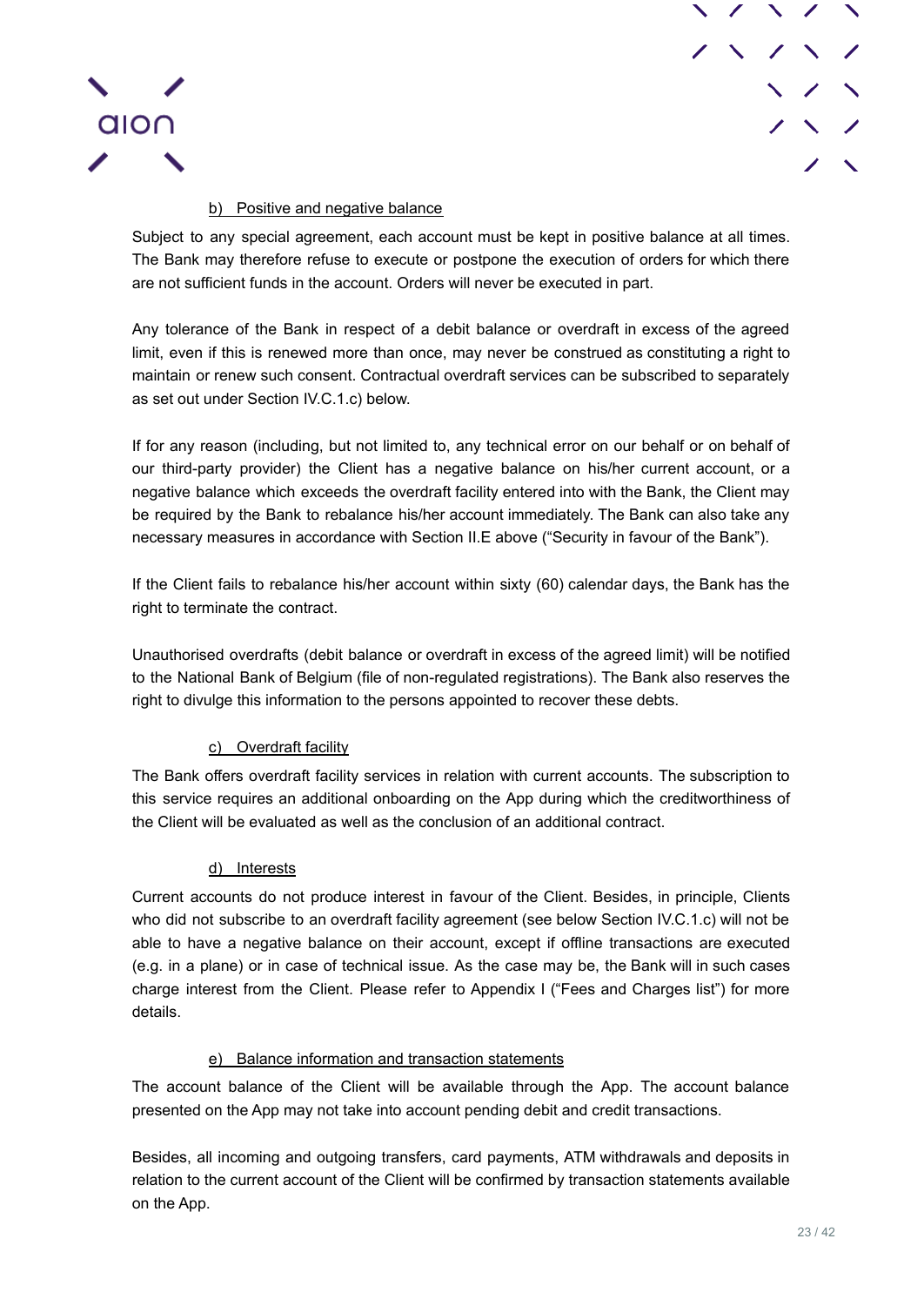#### b) Positive and negative balance

Subject to any special agreement, each account must be kept in positive balance at all times. The Bank may therefore refuse to execute or postpone the execution of orders for which there are not sufficient funds in the account. Orders will never be executed in part.

Any tolerance of the Bank in respect of a debit balance or overdraft in excess of the agreed limit, even if this is renewed more than once, may never be construed as constituting a right to maintain or renew such consent. Contractual overdraft services can be subscribed to separately as set out under Section IV.C.1.c) below.

If for any reason (including, but not limited to, any technical error on our behalf or on behalf of our third-party provider) the Client has a negative balance on his/her current account, or a negative balance which exceeds the overdraft facility entered into with the Bank, the Client may be required by the Bank to rebalance his/her account immediately. The Bank can also take any necessary measures in accordance with Section II.E above ("Security in favour of the Bank").

If the Client fails to rebalance his/her account within sixty (60) calendar days, the Bank has the right to terminate the contract.

Unauthorised overdrafts (debit balance or overdraft in excess of the agreed limit) will be notified to the National Bank of Belgium (file of non-regulated registrations). The Bank also reserves the right to divulge this information to the persons appointed to recover these debts.

#### c) Overdraft facility

The Bank offers overdraft facility services in relation with current accounts. The subscription to this service requires an additional onboarding on the App during which the creditworthiness of the Client will be evaluated as well as the conclusion of an additional contract.

#### d) Interests

Current accounts do not produce interest in favour of the Client. Besides, in principle, Clients who did not subscribe to an overdraft facility agreement (see below Section IV.C.1.c) will not be able to have a negative balance on their account, except if offline transactions are executed (e.g. in a plane) or in case of technical issue. As the case may be, the Bank will in such cases charge interest from the Client. Please refer to Appendix I ("Fees and Charges list") for more details.

#### e) Balance information and transaction statements

The account balance of the Client will be available through the App. The account balance presented on the App may not take into account pending debit and credit transactions.

Besides, all incoming and outgoing transfers, card payments, ATM withdrawals and deposits in relation to the current account of the Client will be confirmed by transaction statements available on the App.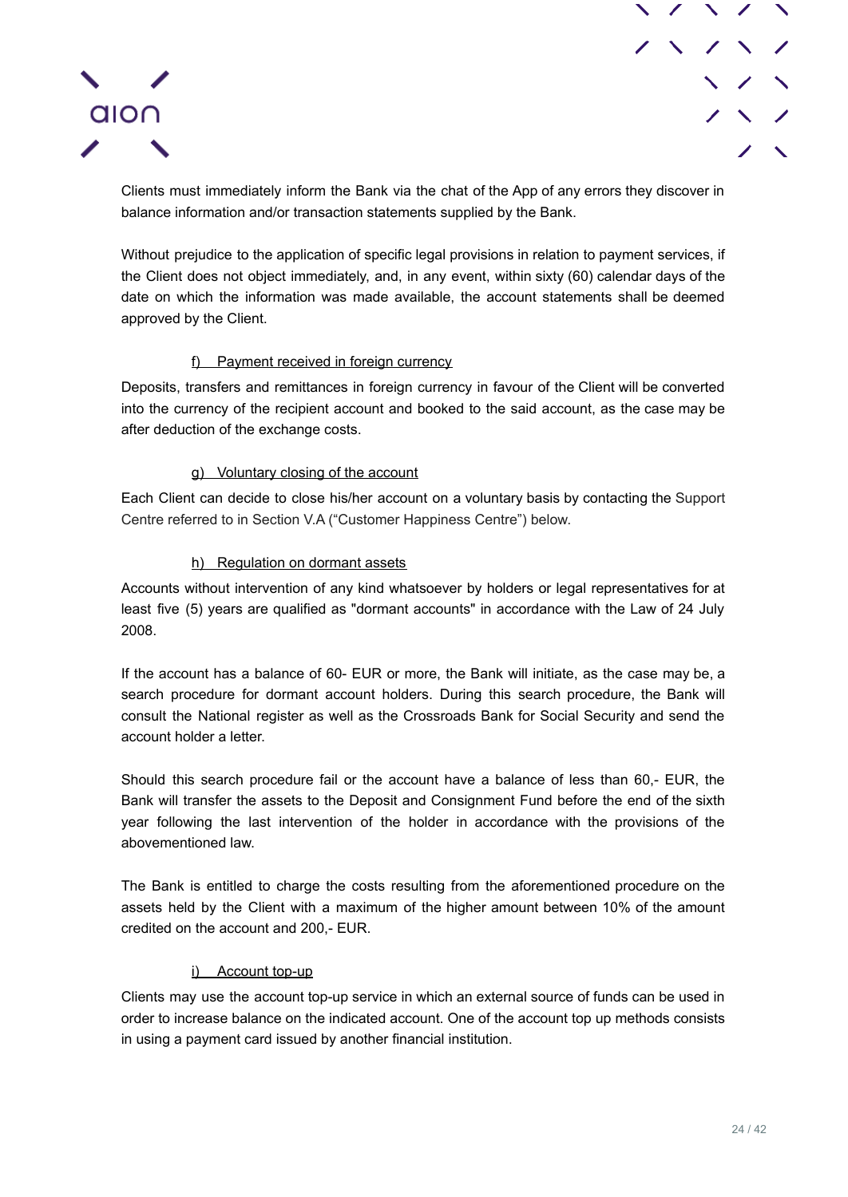Clients must immediately inform the Bank via the chat of the App of any errors they discover in balance information and/or transaction statements supplied by the Bank.

Without prejudice to the application of specific legal provisions in relation to payment services, if the Client does not object immediately, and, in any event, within sixty (60) calendar days of the date on which the information was made available, the account statements shall be deemed approved by the Client.

#### f) Payment received in foreign currency

Deposits, transfers and remittances in foreign currency in favour of the Client will be converted into the currency of the recipient account and booked to the said account, as the case may be after deduction of the exchange costs.

#### g) Voluntary closing of the account

Each Client can decide to close his/her account on a voluntary basis by contacting the Support Centre referred to in Section V.A ("Customer Happiness Centre") below.

#### h) Regulation on dormant assets

Accounts without intervention of any kind whatsoever by holders or legal representatives for at least five (5) years are qualified as "dormant accounts" in accordance with the Law of 24 July 2008.

If the account has a balance of 60- EUR or more, the Bank will initiate, as the case may be, a search procedure for dormant account holders. During this search procedure, the Bank will consult the National register as well as the Crossroads Bank for Social Security and send the account holder a letter.

Should this search procedure fail or the account have a balance of less than 60,- EUR, the Bank will transfer the assets to the Deposit and Consignment Fund before the end of the sixth year following the last intervention of the holder in accordance with the provisions of the abovementioned law.

The Bank is entitled to charge the costs resulting from the aforementioned procedure on the assets held by the Client with a maximum of the higher amount between 10% of the amount credited on the account and 200,- EUR.

#### i) Account top-up

Clients may use the account top-up service in which an external source of funds can be used in order to increase balance on the indicated account. One of the account top up methods consists in using a payment card issued by another financial institution.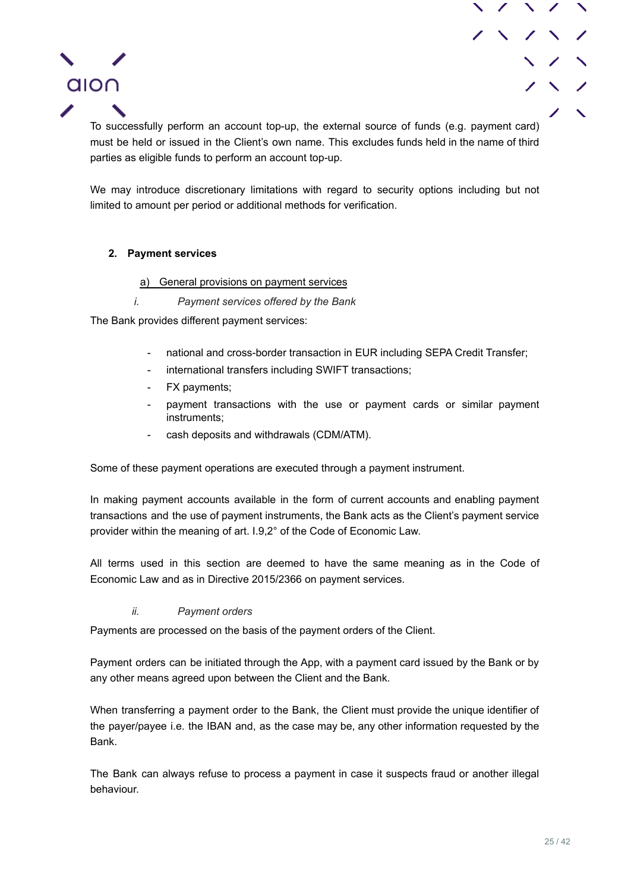To successfully perform an account top-up, the external source of funds (e.g. payment card) must be held or issued in the Client's own name. This excludes funds held in the name of third parties as eligible funds to perform an account top-up.

We may introduce discretionary limitations with regard to security options including but not limited to amount per period or additional methods for verification.

## 2. Payment services

### a) General provisions on payment services

#### *i. Payment services offered by the Bank*

The Bank provides different payment services:

- national and cross-border transaction in EUR including SEPA Credit Transfer;
- international transfers including SWIFT transactions;
- FX payments;
- payment transactions with the use or payment cards or similar payment instruments;
- cash deposits and withdrawals (CDM/ATM).

Some of these payment operations are executed through a payment instrument.

In making payment accounts available in the form of current accounts and enabling payment transactions and the use of payment instruments, the Bank acts as the Client's payment service provider within the meaning of art. I.9,2° of the Code of Economic Law.

All terms used in this section are deemed to have the same meaning as in the Code of Economic Law and as in Directive 2015/2366 on payment services.

#### *ii. Payment orders*

Payments are processed on the basis of the payment orders of the Client.

Payment orders can be initiated through the App, with a payment card issued by the Bank or by any other means agreed upon between the Client and the Bank.

When transferring a payment order to the Bank, the Client must provide the unique identifier of the payer/payee i.e. the IBAN and, as the case may be, any other information requested by the Bank.

The Bank can always refuse to process a payment in case it suspects fraud or another illegal behaviour.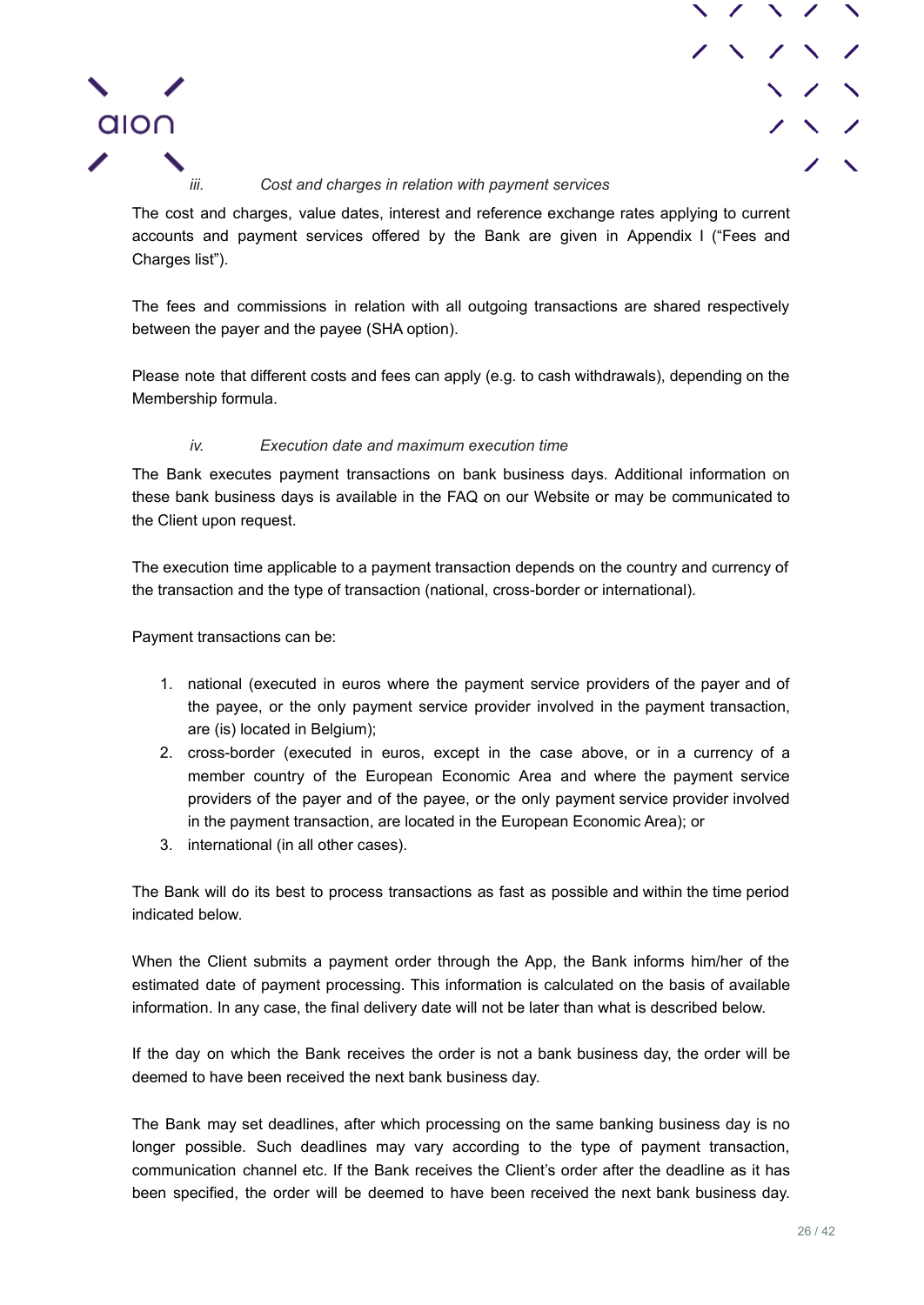*iii. Cost and charges in relation with payment services*

The cost and charges, value dates, interest and reference exchange rates applying to current accounts and payment services offered by the Bank are given in Appendix I ("Fees and Charges list").

The fees and commissions in relation with all outgoing transactions are shared respectively between the payer and the payee (SHA option).

Please note that different costs and fees can apply (e.g. to cash withdrawals), depending on the Membership formula.

*iv. Execution date and maximum execution time*

The Bank executes payment transactions on bank business days. Additional information on these bank business days is available in the FAQ on our Website or may be communicated to the Client upon request.

The execution time applicable to a payment transaction depends on the country and currency of the transaction and the type of transaction (national, cross-border or international).

Payment transactions can be:

1. national (executed in euros where the payment service providers of the payer and of the payee, or the only payment service provider involved in the payment transaction, are (is) located in Belgium);
2. cross-border (executed in euros, except in the case above, or in a currency of a member country of the European Economic Area and where the payment service providers of the payer and of the payee, or the only payment service provider involved in the payment transaction, are located in the European Economic Area); or
3. international (in all other cases).

The Bank will do its best to process transactions as fast as possible and within the time period indicated below.

When the Client submits a payment order through the App, the Bank informs him/her of the estimated date of payment processing. This information is calculated on the basis of available information. In any case, the final delivery date will not be later than what is described below.

If the day on which the Bank receives the order is not a bank business day, the order will be deemed to have been received the next bank business day.

The Bank may set deadlines, after which processing on the same banking business day is no longer possible. Such deadlines may vary according to the type of payment transaction, communication channel etc. If the Bank receives the Client's order after the deadline as it has been specified, the order will be deemed to have been received the next bank business day.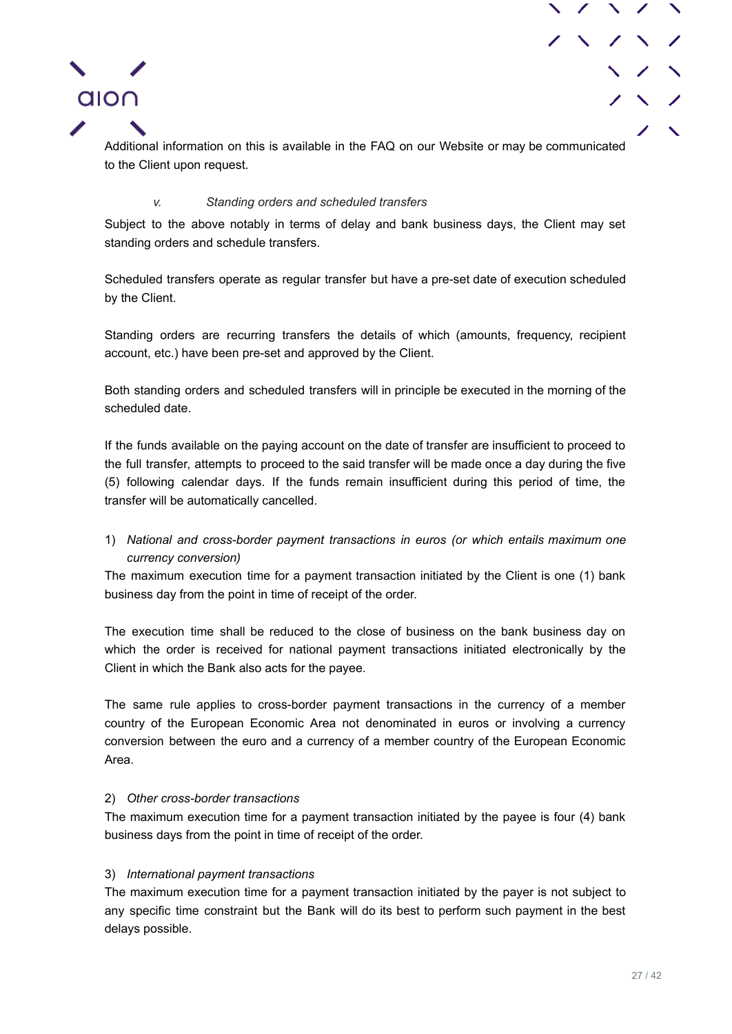Additional information on this is available in the FAQ on our Website or may be communicated to the Client upon request.

*v. Standing orders and scheduled transfers*

Subject to the above notably in terms of delay and bank business days, the Client may set standing orders and schedule transfers.

Scheduled transfers operate as regular transfer but have a pre-set date of execution scheduled by the Client.

Standing orders are recurring transfers the details of which (amounts, frequency, recipient account, etc.) have been pre-set and approved by the Client.

Both standing orders and scheduled transfers will in principle be executed in the morning of the scheduled date.

If the funds available on the paying account on the date of transfer are insufficient to proceed to the full transfer, attempts to proceed to the said transfer will be made once a day during the five (5) following calendar days. If the funds remain insufficient during this period of time, the transfer will be automatically cancelled.

1) *National and cross-border payment transactions in euros (or which entails maximum one currency conversion)*

The maximum execution time for a payment transaction initiated by the Client is one (1) bank business day from the point in time of receipt of the order.

The execution time shall be reduced to the close of business on the bank business day on which the order is received for national payment transactions initiated electronically by the Client in which the Bank also acts for the payee.

The same rule applies to cross-border payment transactions in the currency of a member country of the European Economic Area not denominated in euros or involving a currency conversion between the euro and a currency of a member country of the European Economic Area.

2) *Other cross-border transactions*

The maximum execution time for a payment transaction initiated by the payee is four (4) bank business days from the point in time of receipt of the order.

3) *International payment transactions*

The maximum execution time for a payment transaction initiated by the payer is not subject to any specific time constraint but the Bank will do its best to perform such payment in the best delays possible.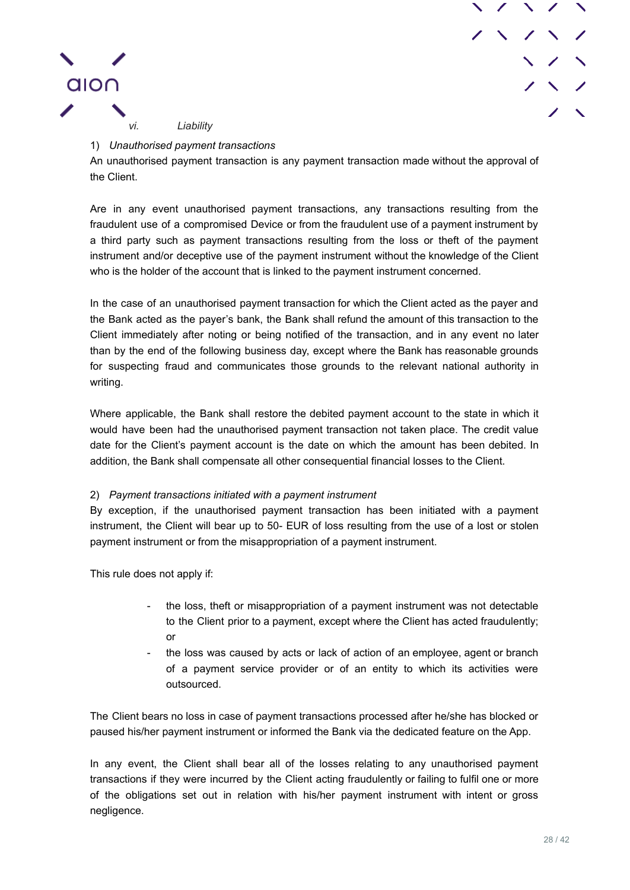*vi. Liability*

1) *Unauthorised payment transactions*

An unauthorised payment transaction is any payment transaction made without the approval of the Client.

Are in any event unauthorised payment transactions, any transactions resulting from the fraudulent use of a compromised Device or from the fraudulent use of a payment instrument by a third party such as payment transactions resulting from the loss or theft of the payment instrument and/or deceptive use of the payment instrument without the knowledge of the Client who is the holder of the account that is linked to the payment instrument concerned.

In the case of an unauthorised payment transaction for which the Client acted as the payer and the Bank acted as the payer's bank, the Bank shall refund the amount of this transaction to the Client immediately after noting or being notified of the transaction, and in any event no later than by the end of the following business day, except where the Bank has reasonable grounds for suspecting fraud and communicates those grounds to the relevant national authority in writing.

Where applicable, the Bank shall restore the debited payment account to the state in which it would have been had the unauthorised payment transaction not taken place. The credit value date for the Client's payment account is the date on which the amount has been debited. In addition, the Bank shall compensate all other consequential financial losses to the Client.

2) *Payment transactions initiated with a payment instrument*

By exception, if the unauthorised payment transaction has been initiated with a payment instrument, the Client will bear up to 50- EUR of loss resulting from the use of a lost or stolen payment instrument or from the misappropriation of a payment instrument.

This rule does not apply if:

- the loss, theft or misappropriation of a payment instrument was not detectable to the Client prior to a payment, except where the Client has acted fraudulently; or
- the loss was caused by acts or lack of action of an employee, agent or branch of a payment service provider or of an entity to which its activities were outsourced.

The Client bears no loss in case of payment transactions processed after he/she has blocked or paused his/her payment instrument or informed the Bank via the dedicated feature on the App.

In any event, the Client shall bear all of the losses relating to any unauthorised payment transactions if they were incurred by the Client acting fraudulently or failing to fulfil one or more of the obligations set out in relation with his/her payment instrument with intent or gross negligence.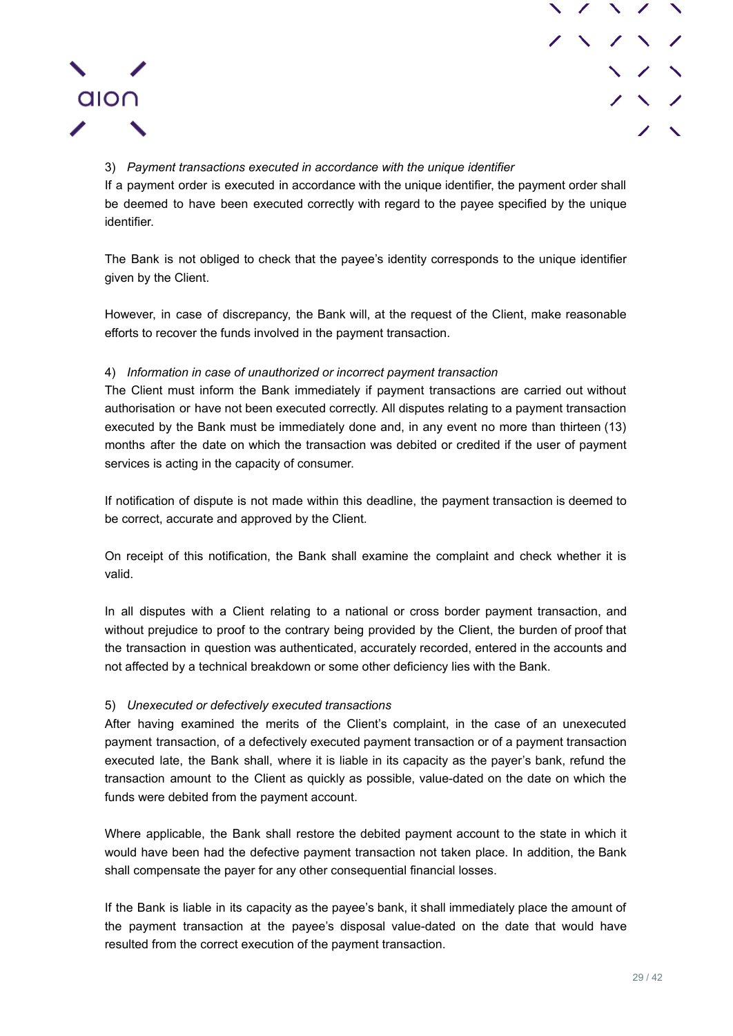3) *Payment transactions executed in accordance with the unique identifier*

If a payment order is executed in accordance with the unique identifier, the payment order shall be deemed to have been executed correctly with regard to the payee specified by the unique identifier.

The Bank is not obliged to check that the payee's identity corresponds to the unique identifier given by the Client.

However, in case of discrepancy, the Bank will, at the request of the Client, make reasonable efforts to recover the funds involved in the payment transaction.

4) *Information in case of unauthorized or incorrect payment transaction*

The Client must inform the Bank immediately if payment transactions are carried out without authorisation or have not been executed correctly. All disputes relating to a payment transaction executed by the Bank must be immediately done and, in any event no more than thirteen (13) months after the date on which the transaction was debited or credited if the user of payment services is acting in the capacity of consumer.

If notification of dispute is not made within this deadline, the payment transaction is deemed to be correct, accurate and approved by the Client.

On receipt of this notification, the Bank shall examine the complaint and check whether it is valid.

In all disputes with a Client relating to a national or cross border payment transaction, and without prejudice to proof to the contrary being provided by the Client, the burden of proof that the transaction in question was authenticated, accurately recorded, entered in the accounts and not affected by a technical breakdown or some other deficiency lies with the Bank.

5) *Unexecuted or defectively executed transactions*

After having examined the merits of the Client's complaint, in the case of an unexecuted payment transaction, of a defectively executed payment transaction or of a payment transaction executed late, the Bank shall, where it is liable in its capacity as the payer's bank, refund the transaction amount to the Client as quickly as possible, value-dated on the date on which the funds were debited from the payment account.

Where applicable, the Bank shall restore the debited payment account to the state in which it would have been had the defective payment transaction not taken place. In addition, the Bank shall compensate the payer for any other consequential financial losses.

If the Bank is liable in its capacity as the payee's bank, it shall immediately place the amount of the payment transaction at the payee's disposal value-dated on the date that would have resulted from the correct execution of the payment transaction.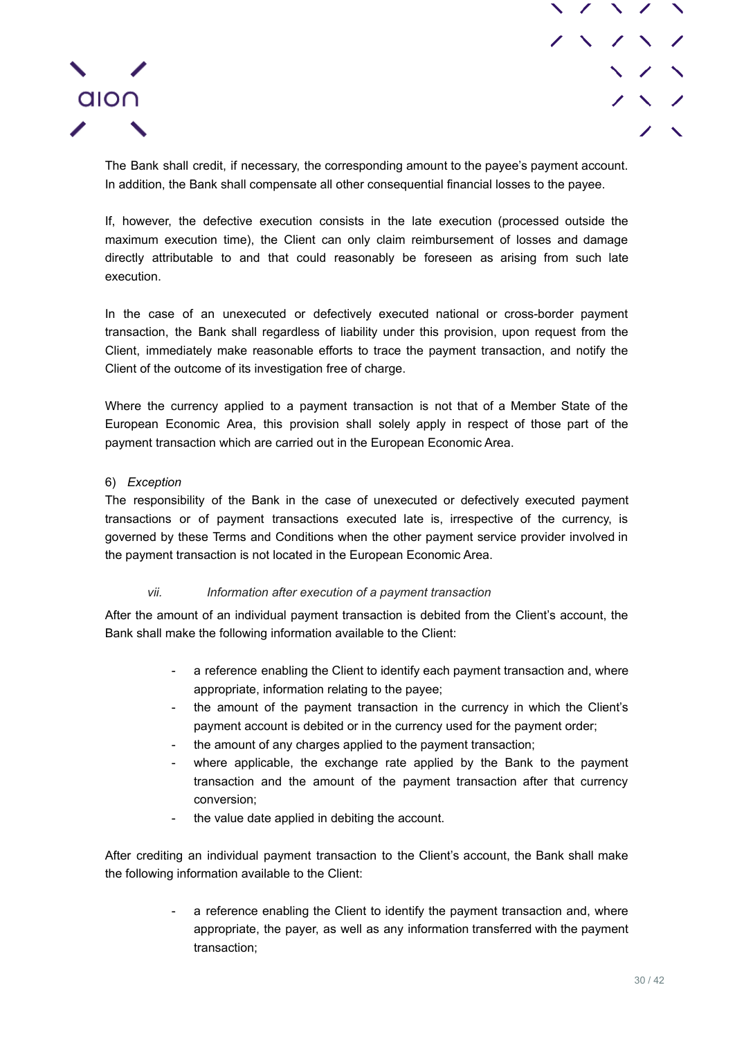The Bank shall credit, if necessary, the corresponding amount to the payee's payment account. In addition, the Bank shall compensate all other consequential financial losses to the payee.

If, however, the defective execution consists in the late execution (processed outside the maximum execution time), the Client can only claim reimbursement of losses and damage directly attributable to and that could reasonably be foreseen as arising from such late execution.

In the case of an unexecuted or defectively executed national or cross-border payment transaction, the Bank shall regardless of liability under this provision, upon request from the Client, immediately make reasonable efforts to trace the payment transaction, and notify the Client of the outcome of its investigation free of charge.

Where the currency applied to a payment transaction is not that of a Member State of the European Economic Area, this provision shall solely apply in respect of those part of the payment transaction which are carried out in the European Economic Area.

6) *Exception*

The responsibility of the Bank in the case of unexecuted or defectively executed payment transactions or of payment transactions executed late is, irrespective of the currency, is governed by these Terms and Conditions when the other payment service provider involved in the payment transaction is not located in the European Economic Area.

*vii. Information after execution of a payment transaction*

After the amount of an individual payment transaction is debited from the Client's account, the Bank shall make the following information available to the Client:

- a reference enabling the Client to identify each payment transaction and, where appropriate, information relating to the payee;
- the amount of the payment transaction in the currency in which the Client's payment account is debited or in the currency used for the payment order;
- the amount of any charges applied to the payment transaction;
- where applicable, the exchange rate applied by the Bank to the payment transaction and the amount of the payment transaction after that currency conversion;
- the value date applied in debiting the account.

After crediting an individual payment transaction to the Client's account, the Bank shall make the following information available to the Client:

- a reference enabling the Client to identify the payment transaction and, where appropriate, the payer, as well as any information transferred with the payment transaction;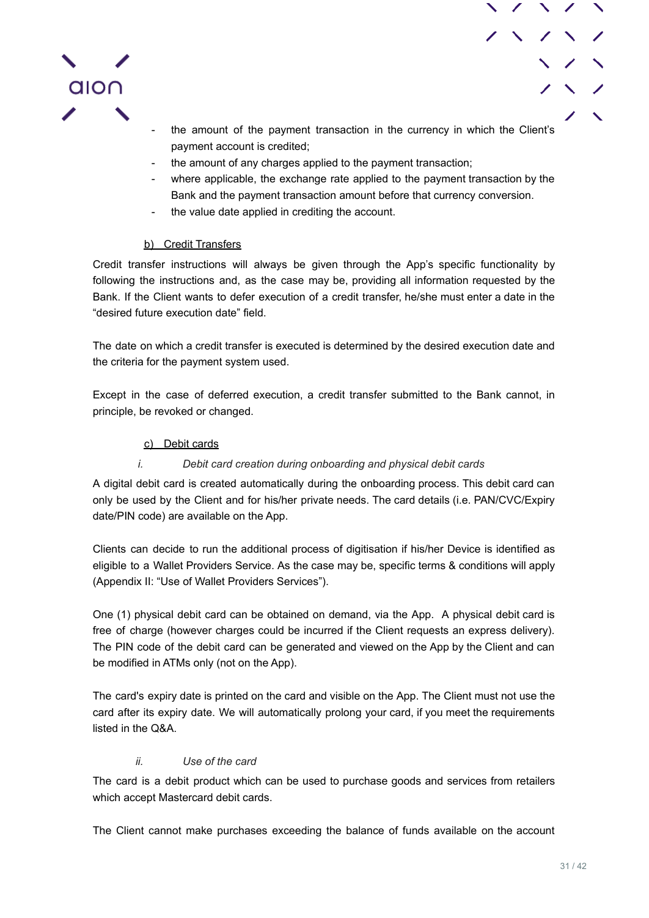- the amount of the payment transaction in the currency in which the Client's payment account is credited;
- the amount of any charges applied to the payment transaction;
- where applicable, the exchange rate applied to the payment transaction by the Bank and the payment transaction amount before that currency conversion.
- the value date applied in crediting the account.

b) Credit Transfers

Credit transfer instructions will always be given through the App's specific functionality by following the instructions and, as the case may be, providing all information requested by the Bank. If the Client wants to defer execution of a credit transfer, he/she must enter a date in the "desired future execution date" field.

The date on which a credit transfer is executed is determined by the desired execution date and the criteria for the payment system used.

Except in the case of deferred execution, a credit transfer submitted to the Bank cannot, in principle, be revoked or changed.

c) Debit cards

*i. Debit card creation during onboarding and physical debit cards*

A digital debit card is created automatically during the onboarding process. This debit card can only be used by the Client and for his/her private needs. The card details (i.e. PAN/CVC/Expiry date/PIN code) are available on the App.

Clients can decide to run the additional process of digitisation if his/her Device is identified as eligible to a Wallet Providers Service. As the case may be, specific terms & conditions will apply (Appendix II: "Use of Wallet Providers Services").

One (1) physical debit card can be obtained on demand, via the App. A physical debit card is free of charge (however charges could be incurred if the Client requests an express delivery). The PIN code of the debit card can be generated and viewed on the App by the Client and can be modified in ATMs only (not on the App).

The card's expiry date is printed on the card and visible on the App. The Client must not use the card after its expiry date. We will automatically prolong your card, if you meet the requirements listed in the Q&A.

*ii. Use of the card*

The card is a debit product which can be used to purchase goods and services from retailers which accept Mastercard debit cards.

The Client cannot make purchases exceeding the balance of funds available on the account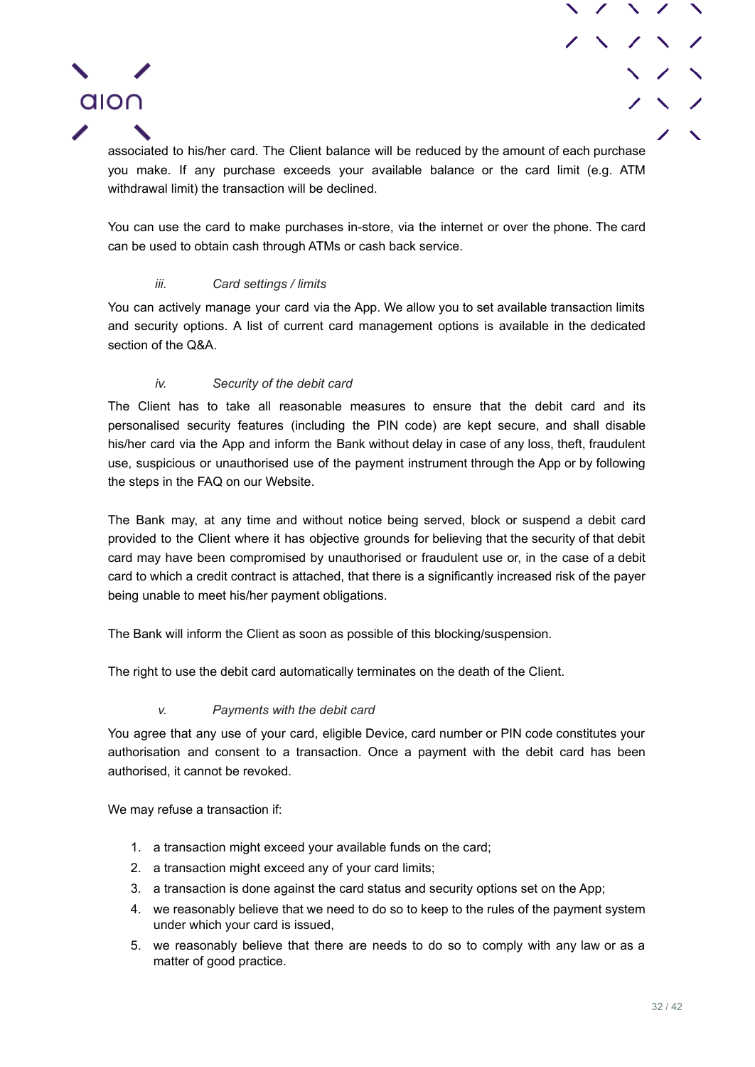associated to his/her card. The Client balance will be reduced by the amount of each purchase you make. If any purchase exceeds your available balance or the card limit (e.g. ATM withdrawal limit) the transaction will be declined.

You can use the card to make purchases in-store, via the internet or over the phone. The card can be used to obtain cash through ATMs or cash back service.

*iii. Card settings / limits*

You can actively manage your card via the App. We allow you to set available transaction limits and security options. A list of current card management options is available in the dedicated section of the Q&A.

*iv. Security of the debit card*

The Client has to take all reasonable measures to ensure that the debit card and its personalised security features (including the PIN code) are kept secure, and shall disable his/her card via the App and inform the Bank without delay in case of any loss, theft, fraudulent use, suspicious or unauthorised use of the payment instrument through the App or by following the steps in the FAQ on our Website.

The Bank may, at any time and without notice being served, block or suspend a debit card provided to the Client where it has objective grounds for believing that the security of that debit card may have been compromised by unauthorised or fraudulent use or, in the case of a debit card to which a credit contract is attached, that there is a significantly increased risk of the payer being unable to meet his/her payment obligations.

The Bank will inform the Client as soon as possible of this blocking/suspension.

The right to use the debit card automatically terminates on the death of the Client.

*v. Payments with the debit card*

You agree that any use of your card, eligible Device, card number or PIN code constitutes your authorisation and consent to a transaction. Once a payment with the debit card has been authorised, it cannot be revoked.

We may refuse a transaction if:

1. a transaction might exceed your available funds on the card;
2. a transaction might exceed any of your card limits;
3. a transaction is done against the card status and security options set on the App;
4. we reasonably believe that we need to do so to keep to the rules of the payment system under which your card is issued,
5. we reasonably believe that there are needs to do so to comply with any law or as a matter of good practice.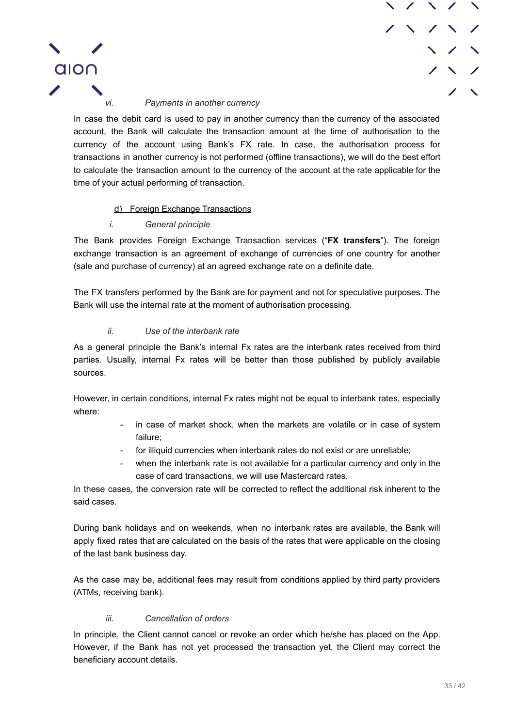*vi. Payments in another currency*

In case the debit card is used to pay in another currency than the currency of the associated account, the Bank will calculate the transaction amount at the time of authorisation to the currency of the account using Bank's FX rate. In case, the authorisation process for transactions in another currency is not performed (offline transactions), we will do the best effort to calculate the transaction amount to the currency of the account at the rate applicable for the time of your actual performing of transaction.

<u>d) Foreign Exchange Transactions</u>

*i. General principle*

The Bank provides Foreign Exchange Transaction services ("**FX transfers**"). The foreign exchange transaction is an agreement of exchange of currencies of one country for another (sale and purchase of currency) at an agreed exchange rate on a definite date.

The FX transfers performed by the Bank are for payment and not for speculative purposes. The Bank will use the internal rate at the moment of authorisation processing.

*ii. Use of the interbank rate*

As a general principle the Bank's internal Fx rates are the interbank rates received from third parties. Usually, internal Fx rates will be better than those published by publicly available sources.

However, in certain conditions, internal Fx rates might not be equal to interbank rates, especially where:

- in case of market shock, when the markets are volatile or in case of system failure;
- for illiquid currencies when interbank rates do not exist or are unreliable;
- when the interbank rate is not available for a particular currency and only in the case of card transactions, we will use Mastercard rates.

In these cases, the conversion rate will be corrected to reflect the additional risk inherent to the said cases.

During bank holidays and on weekends, when no interbank rates are available, the Bank will apply fixed rates that are calculated on the basis of the rates that were applicable on the closing of the last bank business day.

As the case may be, additional fees may result from conditions applied by third party providers (ATMs, receiving bank).

*iii. Cancellation of orders*

In principle, the Client cannot cancel or revoke an order which he/she has placed on the App. However, if the Bank has not yet processed the transaction yet, the Client may correct the beneficiary account details.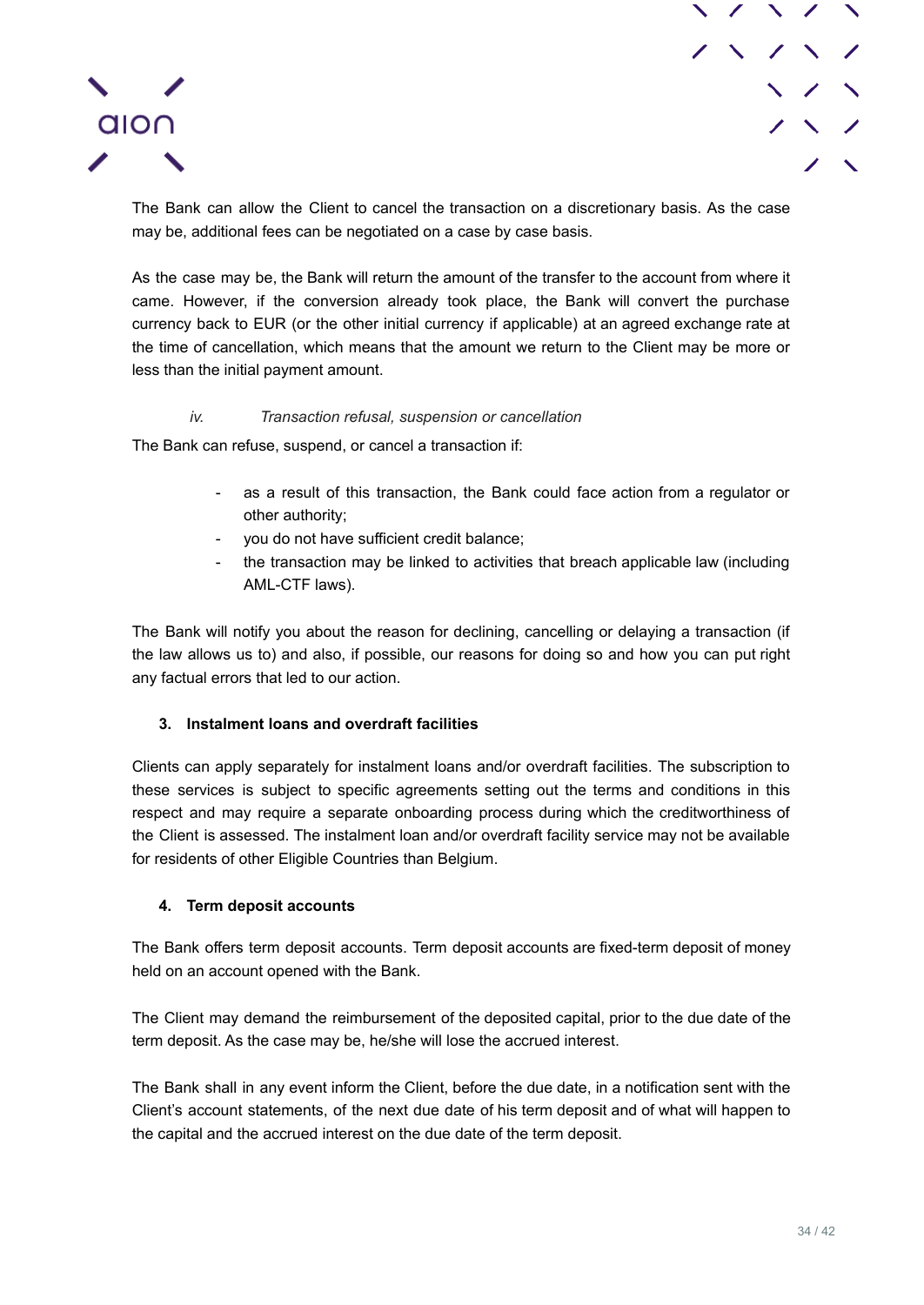The Bank can allow the Client to cancel the transaction on a discretionary basis. As the case may be, additional fees can be negotiated on a case by case basis.

As the case may be, the Bank will return the amount of the transfer to the account from where it came. However, if the conversion already took place, the Bank will convert the purchase currency back to EUR (or the other initial currency if applicable) at an agreed exchange rate at the time of cancellation, which means that the amount we return to the Client may be more or less than the initial payment amount.

*iv. Transaction refusal, suspension or cancellation*

The Bank can refuse, suspend, or cancel a transaction if:

- as a result of this transaction, the Bank could face action from a regulator or other authority;
- you do not have sufficient credit balance;
- the transaction may be linked to activities that breach applicable law (including AML-CTF laws).

The Bank will notify you about the reason for declining, cancelling or delaying a transaction (if the law allows us to) and also, if possible, our reasons for doing so and how you can put right any factual errors that led to our action.

## 3. Instalment loans and overdraft facilities

Clients can apply separately for instalment loans and/or overdraft facilities. The subscription to these services is subject to specific agreements setting out the terms and conditions in this respect and may require a separate onboarding process during which the creditworthiness of the Client is assessed. The instalment loan and/or overdraft facility service may not be available for residents of other Eligible Countries than Belgium.

## 4. Term deposit accounts

The Bank offers term deposit accounts. Term deposit accounts are fixed-term deposit of money held on an account opened with the Bank.

The Client may demand the reimbursement of the deposited capital, prior to the due date of the term deposit. As the case may be, he/she will lose the accrued interest.

The Bank shall in any event inform the Client, before the due date, in a notification sent with the Client's account statements, of the next due date of his term deposit and of what will happen to the capital and the accrued interest on the due date of the term deposit.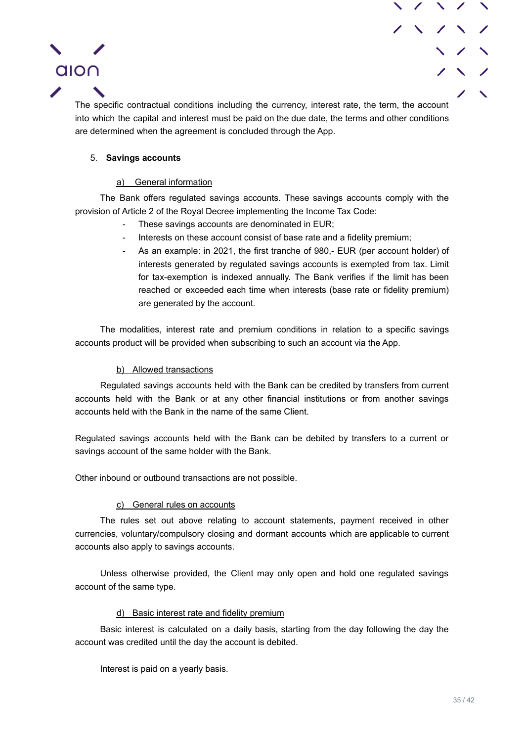The specific contractual conditions including the currency, interest rate, the term, the account into which the capital and interest must be paid on the due date, the terms and other conditions are determined when the agreement is concluded through the App.

5. **Savings accounts**

a) General information

The Bank offers regulated savings accounts. These savings accounts comply with the provision of Article 2 of the Royal Decree implementing the Income Tax Code:

- These savings accounts are denominated in EUR;
- Interests on these account consist of base rate and a fidelity premium;
- As an example: in 2021, the first tranche of 980,- EUR (per account holder) of interests generated by regulated savings accounts is exempted from tax. Limit for tax-exemption is indexed annually. The Bank verifies if the limit has been reached or exceeded each time when interests (base rate or fidelity premium) are generated by the account.

The modalities, interest rate and premium conditions in relation to a specific savings accounts product will be provided when subscribing to such an account via the App.

b) Allowed transactions

Regulated savings accounts held with the Bank can be credited by transfers from current accounts held with the Bank or at any other financial institutions or from another savings accounts held with the Bank in the name of the same Client.

Regulated savings accounts held with the Bank can be debited by transfers to a current or savings account of the same holder with the Bank.

Other inbound or outbound transactions are not possible.

c) General rules on accounts

The rules set out above relating to account statements, payment received in other currencies, voluntary/compulsory closing and dormant accounts which are applicable to current accounts also apply to savings accounts.

Unless otherwise provided, the Client may only open and hold one regulated savings account of the same type.

d) Basic interest rate and fidelity premium

Basic interest is calculated on a daily basis, starting from the day following the day the account was credited until the day the account is debited.

Interest is paid on a yearly basis.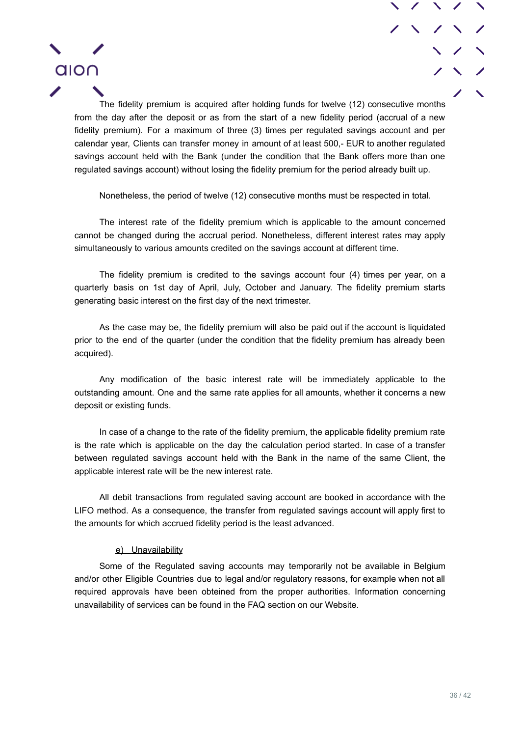The fidelity premium is acquired after holding funds for twelve (12) consecutive months from the day after the deposit or as from the start of a new fidelity period (accrual of a new fidelity premium). For a maximum of three (3) times per regulated savings account and per calendar year, Clients can transfer money in amount of at least 500,- EUR to another regulated savings account held with the Bank (under the condition that the Bank offers more than one regulated savings account) without losing the fidelity premium for the period already built up.

Nonetheless, the period of twelve (12) consecutive months must be respected in total.

The interest rate of the fidelity premium which is applicable to the amount concerned cannot be changed during the accrual period. Nonetheless, different interest rates may apply simultaneously to various amounts credited on the savings account at different time.

The fidelity premium is credited to the savings account four (4) times per year, on a quarterly basis on 1st day of April, July, October and January. The fidelity premium starts generating basic interest on the first day of the next trimester.

As the case may be, the fidelity premium will also be paid out if the account is liquidated prior to the end of the quarter (under the condition that the fidelity premium has already been acquired).

Any modification of the basic interest rate will be immediately applicable to the outstanding amount. One and the same rate applies for all amounts, whether it concerns a new deposit or existing funds.

In case of a change to the rate of the fidelity premium, the applicable fidelity premium rate is the rate which is applicable on the day the calculation period started. In case of a transfer between regulated savings account held with the Bank in the name of the same Client, the applicable interest rate will be the new interest rate.

All debit transactions from regulated saving account are booked in accordance with the LIFO method. As a consequence, the transfer from regulated savings account will apply first to the amounts for which accrued fidelity period is the least advanced.

#### e) Unavailability

Some of the Regulated saving accounts may temporarily not be available in Belgium and/or other Eligible Countries due to legal and/or regulatory reasons, for example when not all required approvals have been obteined from the proper authorities. Information concerning unavailability of services can be found in the FAQ section on our Website.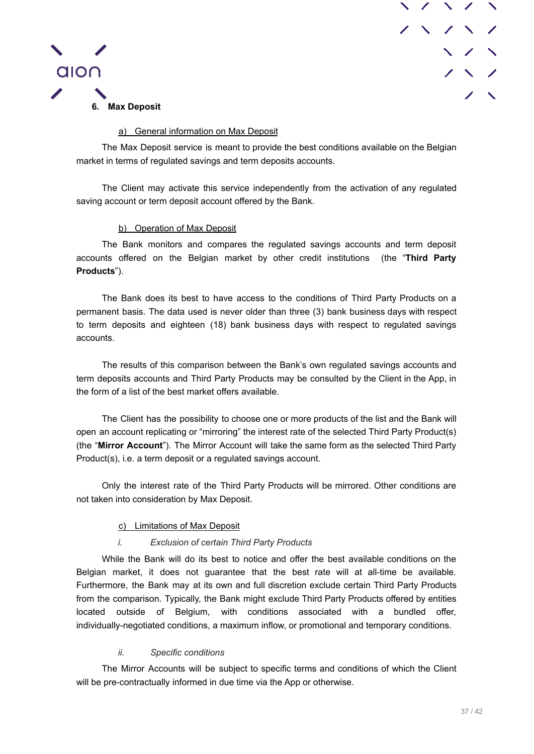## 6. Max Deposit

### a) General information on Max Deposit

The Max Deposit service is meant to provide the best conditions available on the Belgian market in terms of regulated savings and term deposits accounts.

The Client may activate this service independently from the activation of any regulated saving account or term deposit account offered by the Bank.

### b) Operation of Max Deposit

The Bank monitors and compares the regulated savings accounts and term deposit accounts offered on the Belgian market by other credit institutions (the "**Third Party Products**").

The Bank does its best to have access to the conditions of Third Party Products on a permanent basis. The data used is never older than three (3) bank business days with respect to term deposits and eighteen (18) bank business days with respect to regulated savings accounts.

The results of this comparison between the Bank's own regulated savings accounts and term deposits accounts and Third Party Products may be consulted by the Client in the App, in the form of a list of the best market offers available.

The Client has the possibility to choose one or more products of the list and the Bank will open an account replicating or "mirroring" the interest rate of the selected Third Party Product(s) (the "**Mirror Account**"). The Mirror Account will take the same form as the selected Third Party Product(s), i.e. a term deposit or a regulated savings account.

Only the interest rate of the Third Party Products will be mirrored. Other conditions are not taken into consideration by Max Deposit.

### c) Limitations of Max Deposit

*i. Exclusion of certain Third Party Products*

While the Bank will do its best to notice and offer the best available conditions on the Belgian market, it does not guarantee that the best rate will at all-time be available. Furthermore, the Bank may at its own and full discretion exclude certain Third Party Products from the comparison. Typically, the Bank might exclude Third Party Products offered by entities located outside of Belgium, with conditions associated with a bundled offer, individually-negotiated conditions, a maximum inflow, or promotional and temporary conditions.

*ii. Specific conditions*

The Mirror Accounts will be subject to specific terms and conditions of which the Client will be pre-contractually informed in due time via the App or otherwise.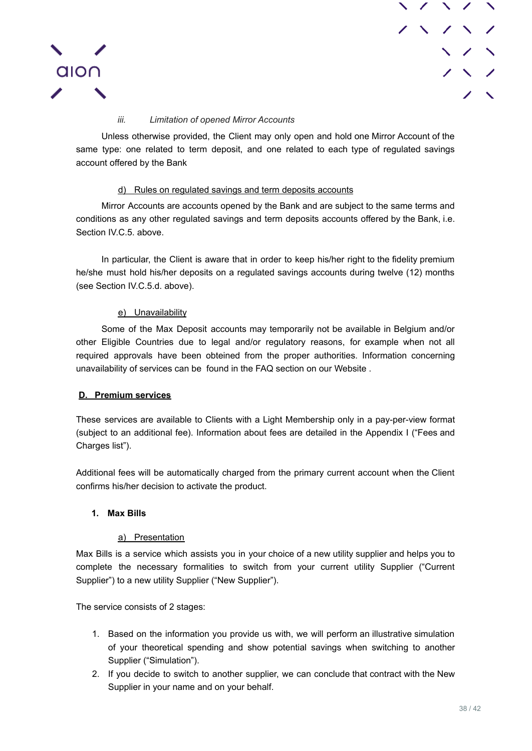*iii. Limitation of opened Mirror Accounts*

Unless otherwise provided, the Client may only open and hold one Mirror Account of the same type: one related to term deposit, and one related to each type of regulated savings account offered by the Bank

d) Rules on regulated savings and term deposits accounts

Mirror Accounts are accounts opened by the Bank and are subject to the same terms and conditions as any other regulated savings and term deposits accounts offered by the Bank, i.e. Section IV.C.5. above.

In particular, the Client is aware that in order to keep his/her right to the fidelity premium he/she must hold his/her deposits on a regulated savings accounts during twelve (12) months (see Section IV.C.5.d. above).

e) Unavailability

Some of the Max Deposit accounts may temporarily not be available in Belgium and/or other Eligible Countries due to legal and/or regulatory reasons, for example when not all required approvals have been obteined from the proper authorities. Information concerning unavailability of services can be found in the FAQ section on our Website .

## D. Premium services

These services are available to Clients with a Light Membership only in a pay-per-view format (subject to an additional fee). Information about fees are detailed in the Appendix I ("Fees and Charges list").

Additional fees will be automatically charged from the primary current account when the Client confirms his/her decision to activate the product.

### 1. Max Bills

a) Presentation

Max Bills is a service which assists you in your choice of a new utility supplier and helps you to complete the necessary formalities to switch from your current utility Supplier ("Current Supplier") to a new utility Supplier ("New Supplier").

The service consists of 2 stages:

1. Based on the information you provide us with, we will perform an illustrative simulation of your theoretical spending and show potential savings when switching to another Supplier ("Simulation").
2. If you decide to switch to another supplier, we can conclude that contract with the New Supplier in your name and on your behalf.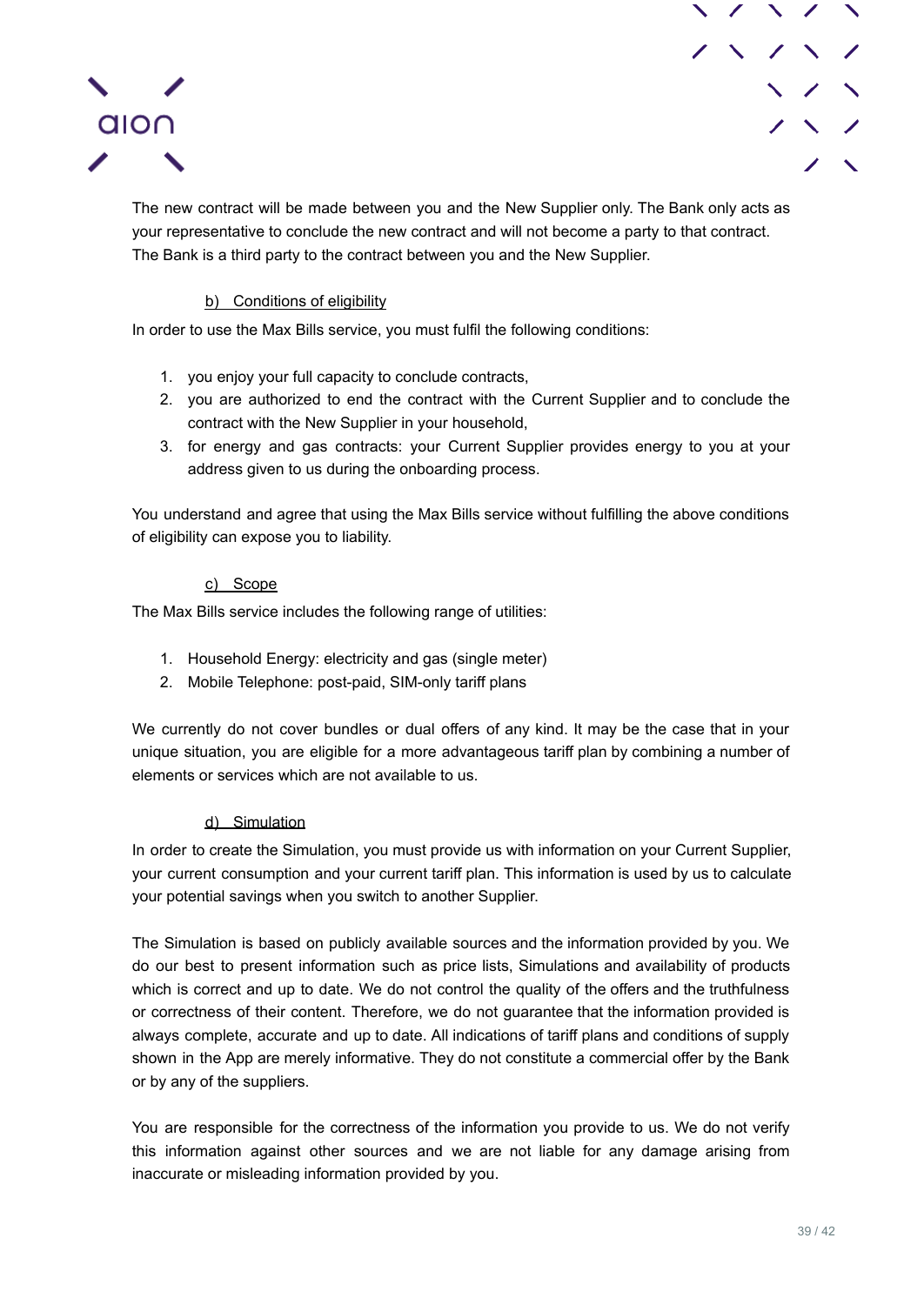The new contract will be made between you and the New Supplier only. The Bank only acts as your representative to conclude the new contract and will not become a party to that contract. The Bank is a third party to the contract between you and the New Supplier.

b) Conditions of eligibility

In order to use the Max Bills service, you must fulfil the following conditions:

1. you enjoy your full capacity to conclude contracts,
2. you are authorized to end the contract with the Current Supplier and to conclude the contract with the New Supplier in your household,
3. for energy and gas contracts: your Current Supplier provides energy to you at your address given to us during the onboarding process.

You understand and agree that using the Max Bills service without fulfilling the above conditions of eligibility can expose you to liability.

c) Scope

The Max Bills service includes the following range of utilities:

1. Household Energy: electricity and gas (single meter)
2. Mobile Telephone: post-paid, SIM-only tariff plans

We currently do not cover bundles or dual offers of any kind. It may be the case that in your unique situation, you are eligible for a more advantageous tariff plan by combining a number of elements or services which are not available to us.

d) Simulation

In order to create the Simulation, you must provide us with information on your Current Supplier, your current consumption and your current tariff plan. This information is used by us to calculate your potential savings when you switch to another Supplier.

The Simulation is based on publicly available sources and the information provided by you. We do our best to present information such as price lists, Simulations and availability of products which is correct and up to date. We do not control the quality of the offers and the truthfulness or correctness of their content. Therefore, we do not guarantee that the information provided is always complete, accurate and up to date. All indications of tariff plans and conditions of supply shown in the App are merely informative. They do not constitute a commercial offer by the Bank or by any of the suppliers.

You are responsible for the correctness of the information you provide to us. We do not verify this information against other sources and we are not liable for any damage arising from inaccurate or misleading information provided by you.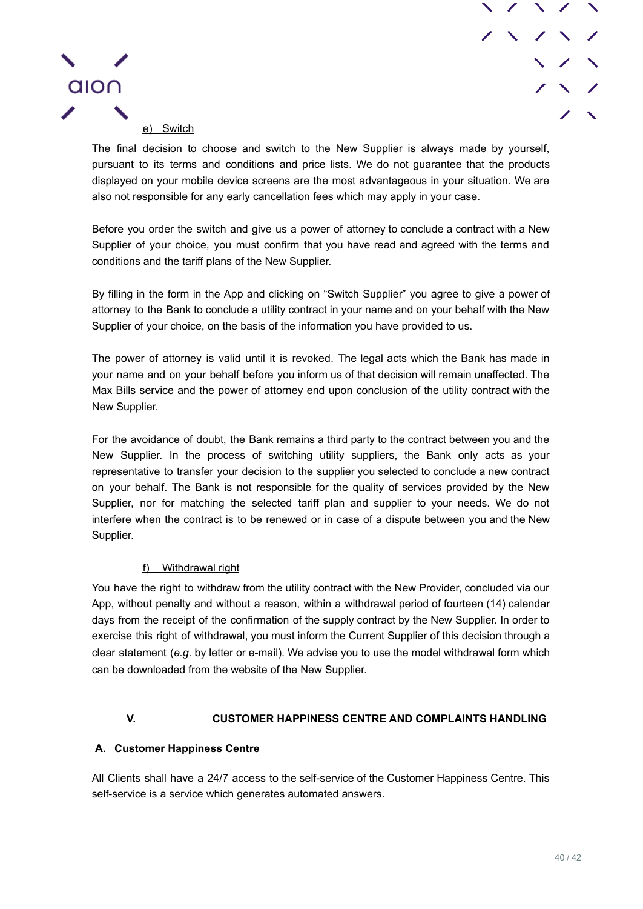e) Switch

The final decision to choose and switch to the New Supplier is always made by yourself, pursuant to its terms and conditions and price lists. We do not guarantee that the products displayed on your mobile device screens are the most advantageous in your situation. We are also not responsible for any early cancellation fees which may apply in your case.

Before you order the switch and give us a power of attorney to conclude a contract with a New Supplier of your choice, you must confirm that you have read and agreed with the terms and conditions and the tariff plans of the New Supplier.

By filling in the form in the App and clicking on "Switch Supplier" you agree to give a power of attorney to the Bank to conclude a utility contract in your name and on your behalf with the New Supplier of your choice, on the basis of the information you have provided to us.

The power of attorney is valid until it is revoked. The legal acts which the Bank has made in your name and on your behalf before you inform us of that decision will remain unaffected. The Max Bills service and the power of attorney end upon conclusion of the utility contract with the New Supplier.

For the avoidance of doubt, the Bank remains a third party to the contract between you and the New Supplier. In the process of switching utility suppliers, the Bank only acts as your representative to transfer your decision to the supplier you selected to conclude a new contract on your behalf. The Bank is not responsible for the quality of services provided by the New Supplier, nor for matching the selected tariff plan and supplier to your needs. We do not interfere when the contract is to be renewed or in case of a dispute between you and the New Supplier.

f) Withdrawal right

You have the right to withdraw from the utility contract with the New Provider, concluded via our App, without penalty and without a reason, within a withdrawal period of fourteen (14) calendar days from the receipt of the confirmation of the supply contract by the New Supplier. In order to exercise this right of withdrawal, you must inform the Current Supplier of this decision through a clear statement (*e.g.* by letter or e-mail). We advise you to use the model withdrawal form which can be downloaded from the website of the New Supplier.

## V. CUSTOMER HAPPINESS CENTRE AND COMPLAINTS HANDLING

### A. Customer Happiness Centre

All Clients shall have a 24/7 access to the self-service of the Customer Happiness Centre. This self-service is a service which generates automated answers.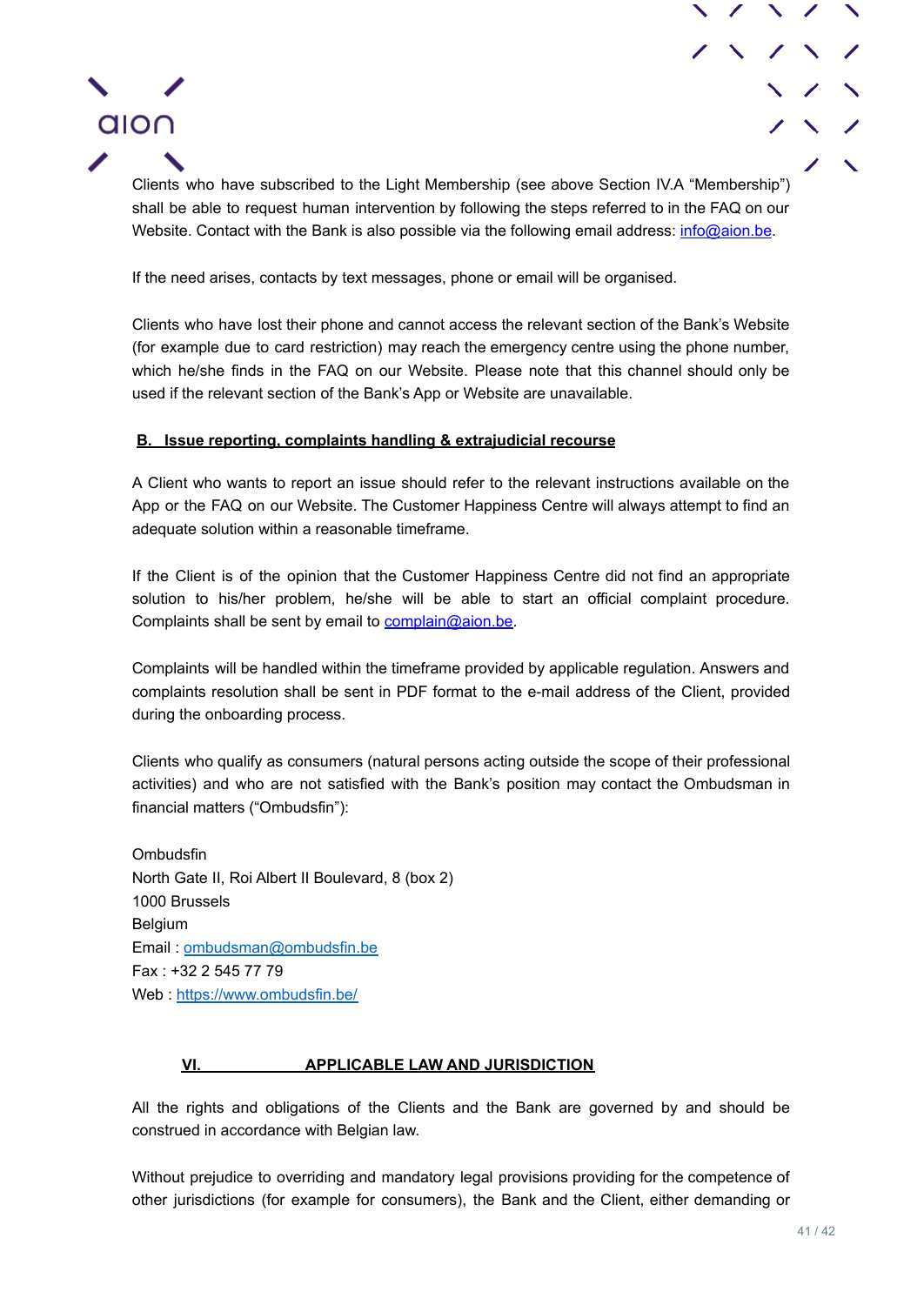Clients who have subscribed to the Light Membership (see above Section IV.A "Membership") shall be able to request human intervention by following the steps referred to in the FAQ on our Website. Contact with the Bank is also possible via the following email address: info@aion.be.

If the need arises, contacts by text messages, phone or email will be organised.

Clients who have lost their phone and cannot access the relevant section of the Bank's Website (for example due to card restriction) may reach the emergency centre using the phone number, which he/she finds in the FAQ on our Website. Please note that this channel should only be used if the relevant section of the Bank's App or Website are unavailable.

### B. Issue reporting, complaints handling & extrajudicial recourse

A Client who wants to report an issue should refer to the relevant instructions available on the App or the FAQ on our Website. The Customer Happiness Centre will always attempt to find an adequate solution within a reasonable timeframe.

If the Client is of the opinion that the Customer Happiness Centre did not find an appropriate solution to his/her problem, he/she will be able to start an official complaint procedure. Complaints shall be sent by email to complain@aion.be.

Complaints will be handled within the timeframe provided by applicable regulation. Answers and complaints resolution shall be sent in PDF format to the e-mail address of the Client, provided during the onboarding process.

Clients who qualify as consumers (natural persons acting outside the scope of their professional activities) and who are not satisfied with the Bank's position may contact the Ombudsman in financial matters ("Ombudsfin"):

Ombudsfin
North Gate II, Roi Albert II Boulevard, 8 (box 2)
1000 Brussels
Belgium
Email : ombudsman@ombudsfin.be
Fax : +32 2 545 77 79
Web : https://www.ombudsfin.be/

## VI. APPLICABLE LAW AND JURISDICTION

All the rights and obligations of the Clients and the Bank are governed by and should be construed in accordance with Belgian law.

Without prejudice to overriding and mandatory legal provisions providing for the competence of other jurisdictions (for example for consumers), the Bank and the Client, either demanding or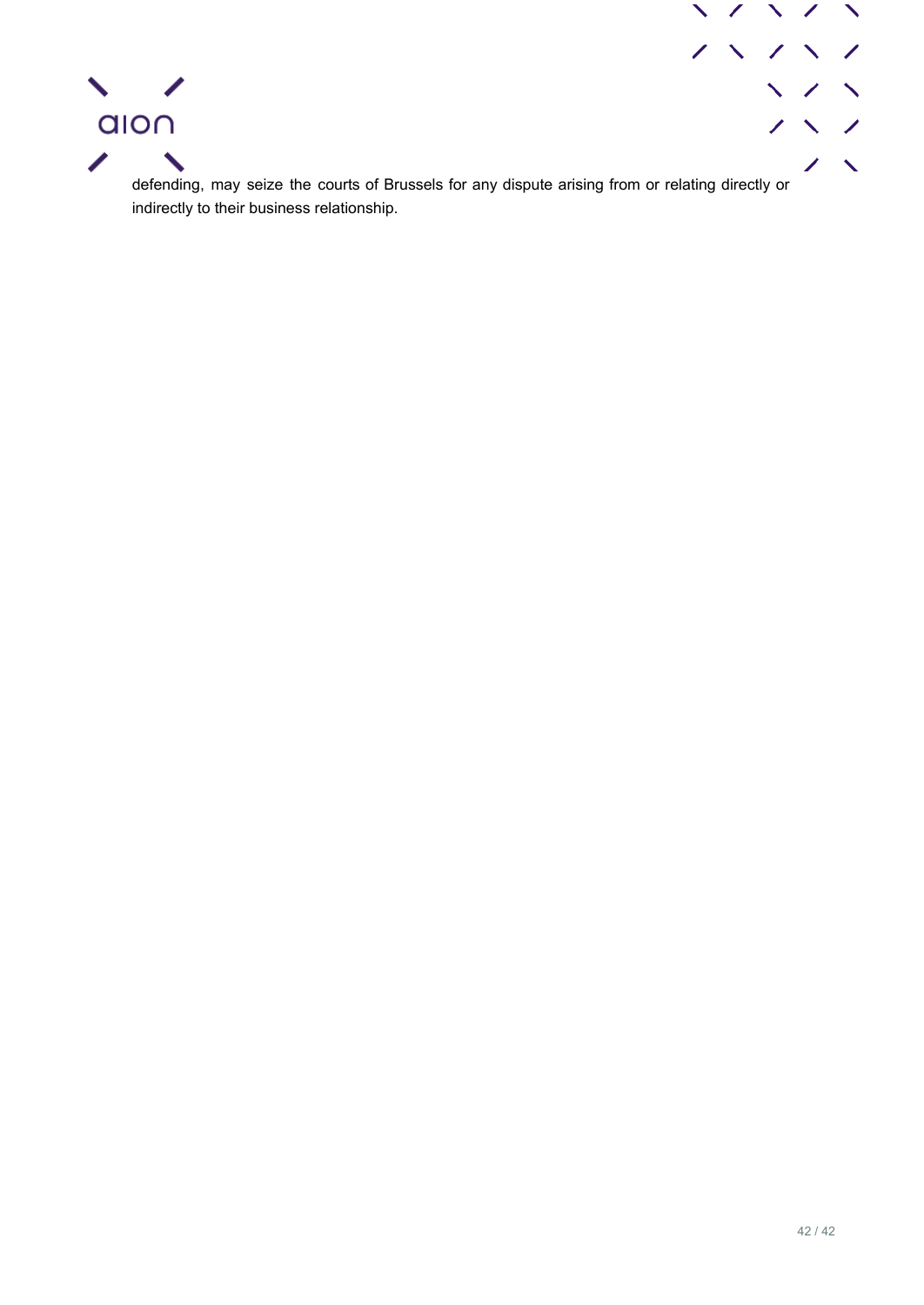defending, may seize the courts of Brussels for any dispute arising from or relating directly or indirectly to their business relationship.